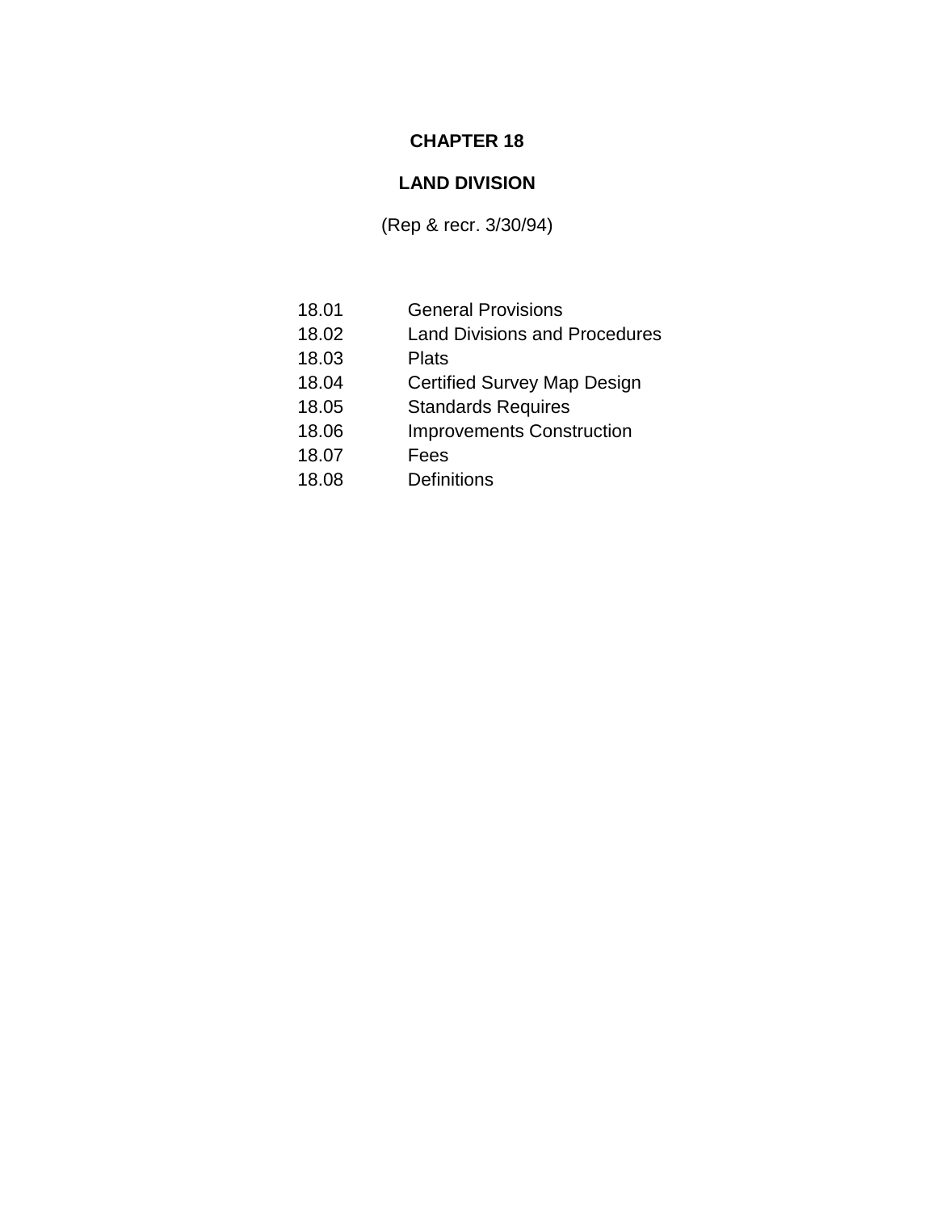# CHAPTER 18

# LAND DIVISION

(Rep & recr. 3/30/94)

| | |
|---|---|
| 18.01 | General Provisions |
| 18.02 | Land Divisions and Procedures |
| 18.03 | Plats |
| 18.04 | Certified Survey Map Design |
| 18.05 | Standards Requires |
| 18.06 | Improvements Construction |
| 18.07 | Fees |
| 18.08 | Definitions |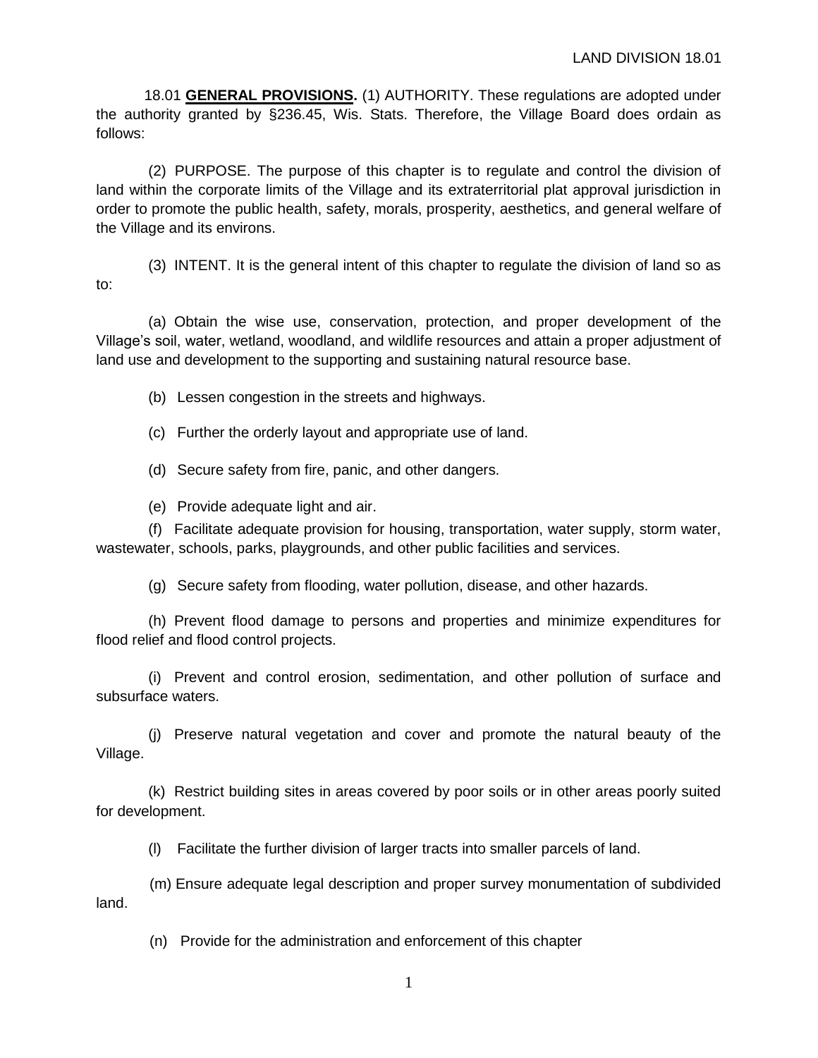18.01 **GENERAL PROVISIONS.** (1) AUTHORITY. These regulations are adopted under the authority granted by §236.45, Wis. Stats. Therefore, the Village Board does ordain as follows:

(2) PURPOSE. The purpose of this chapter is to regulate and control the division of land within the corporate limits of the Village and its extraterritorial plat approval jurisdiction in order to promote the public health, safety, morals, prosperity, aesthetics, and general welfare of the Village and its environs.

(3) INTENT. It is the general intent of this chapter to regulate the division of land so as to:

(a) Obtain the wise use, conservation, protection, and proper development of the Village's soil, water, wetland, woodland, and wildlife resources and attain a proper adjustment of land use and development to the supporting and sustaining natural resource base.

(b) Lessen congestion in the streets and highways.

(c) Further the orderly layout and appropriate use of land.

(d) Secure safety from fire, panic, and other dangers.

(e) Provide adequate light and air.

(f) Facilitate adequate provision for housing, transportation, water supply, storm water, wastewater, schools, parks, playgrounds, and other public facilities and services.

(g) Secure safety from flooding, water pollution, disease, and other hazards.

(h) Prevent flood damage to persons and properties and minimize expenditures for flood relief and flood control projects.

(i) Prevent and control erosion, sedimentation, and other pollution of surface and subsurface waters.

(j) Preserve natural vegetation and cover and promote the natural beauty of the Village.

(k) Restrict building sites in areas covered by poor soils or in other areas poorly suited for development.

(l) Facilitate the further division of larger tracts into smaller parcels of land.

(m) Ensure adequate legal description and proper survey monumentation of subdivided land.

(n) Provide for the administration and enforcement of this chapter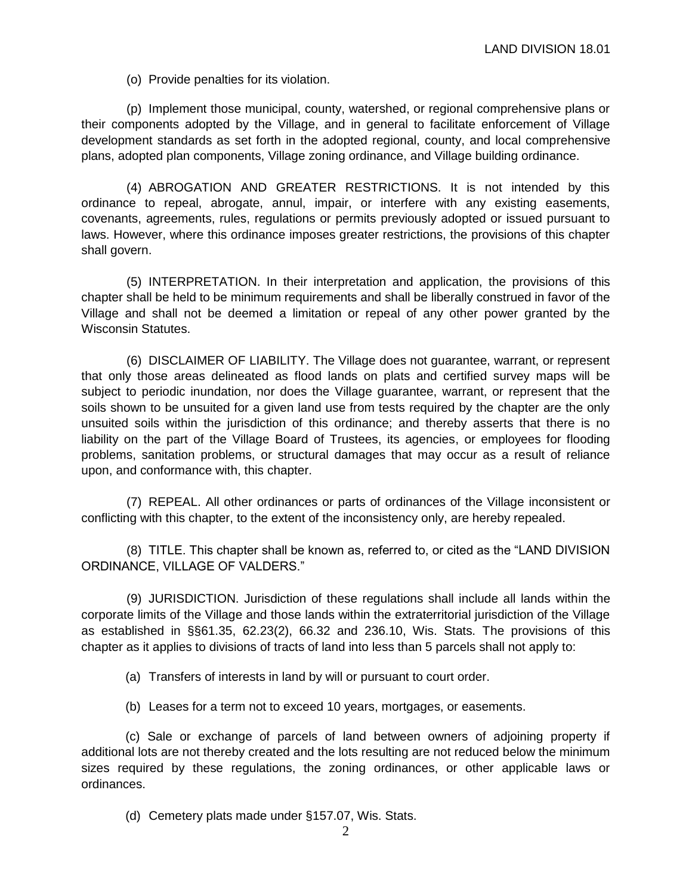(o) Provide penalties for its violation.

(p) Implement those municipal, county, watershed, or regional comprehensive plans or their components adopted by the Village, and in general to facilitate enforcement of Village development standards as set forth in the adopted regional, county, and local comprehensive plans, adopted plan components, Village zoning ordinance, and Village building ordinance.

(4) ABROGATION AND GREATER RESTRICTIONS. It is not intended by this ordinance to repeal, abrogate, annul, impair, or interfere with any existing easements, covenants, agreements, rules, regulations or permits previously adopted or issued pursuant to laws. However, where this ordinance imposes greater restrictions, the provisions of this chapter shall govern.

(5) INTERPRETATION. In their interpretation and application, the provisions of this chapter shall be held to be minimum requirements and shall be liberally construed in favor of the Village and shall not be deemed a limitation or repeal of any other power granted by the Wisconsin Statutes.

(6) DISCLAIMER OF LIABILITY. The Village does not guarantee, warrant, or represent that only those areas delineated as flood lands on plats and certified survey maps will be subject to periodic inundation, nor does the Village guarantee, warrant, or represent that the soils shown to be unsuited for a given land use from tests required by the chapter are the only unsuited soils within the jurisdiction of this ordinance; and thereby asserts that there is no liability on the part of the Village Board of Trustees, its agencies, or employees for flooding problems, sanitation problems, or structural damages that may occur as a result of reliance upon, and conformance with, this chapter.

(7) REPEAL. All other ordinances or parts of ordinances of the Village inconsistent or conflicting with this chapter, to the extent of the inconsistency only, are hereby repealed.

(8) TITLE. This chapter shall be known as, referred to, or cited as the "LAND DIVISION ORDINANCE, VILLAGE OF VALDERS."

(9) JURISDICTION. Jurisdiction of these regulations shall include all lands within the corporate limits of the Village and those lands within the extraterritorial jurisdiction of the Village as established in §§61.35, 62.23(2), 66.32 and 236.10, Wis. Stats. The provisions of this chapter as it applies to divisions of tracts of land into less than 5 parcels shall not apply to:

(a) Transfers of interests in land by will or pursuant to court order.

(b) Leases for a term not to exceed 10 years, mortgages, or easements.

(c) Sale or exchange of parcels of land between owners of adjoining property if additional lots are not thereby created and the lots resulting are not reduced below the minimum sizes required by these regulations, the zoning ordinances, or other applicable laws or ordinances.

(d) Cemetery plats made under §157.07, Wis. Stats.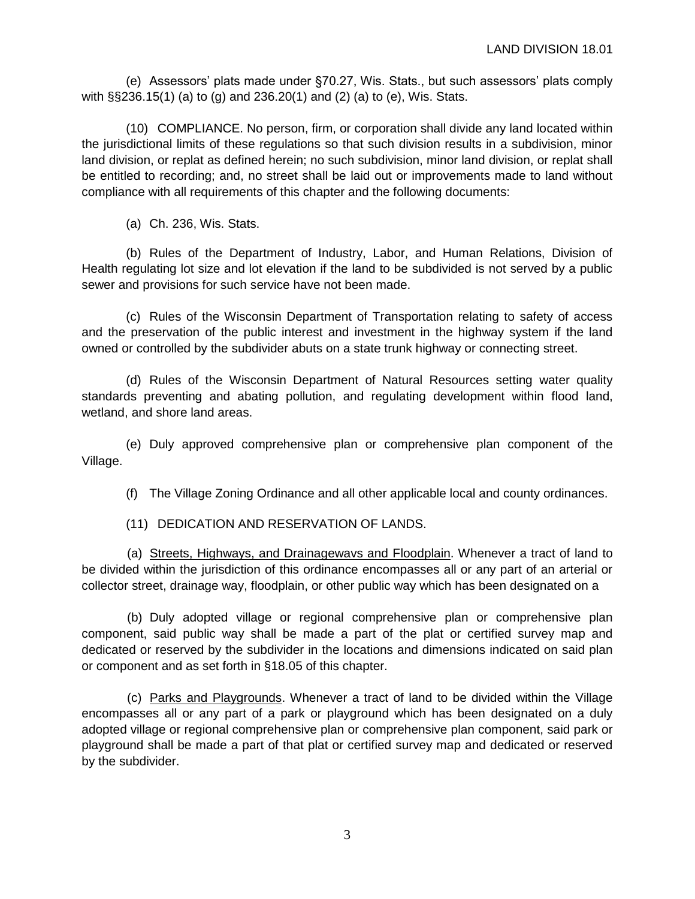(e) Assessors' plats made under §70.27, Wis. Stats., but such assessors' plats comply with §§236.15(1) (a) to (g) and 236.20(1) and (2) (a) to (e), Wis. Stats.

(10) COMPLIANCE. No person, firm, or corporation shall divide any land located within the jurisdictional limits of these regulations so that such division results in a subdivision, minor land division, or replat as defined herein; no such subdivision, minor land division, or replat shall be entitled to recording; and, no street shall be laid out or improvements made to land without compliance with all requirements of this chapter and the following documents:

(a) Ch. 236, Wis. Stats.

(b) Rules of the Department of Industry, Labor, and Human Relations, Division of Health regulating lot size and lot elevation if the land to be subdivided is not served by a public sewer and provisions for such service have not been made.

(c) Rules of the Wisconsin Department of Transportation relating to safety of access and the preservation of the public interest and investment in the highway system if the land owned or controlled by the subdivider abuts on a state trunk highway or connecting street.

(d) Rules of the Wisconsin Department of Natural Resources setting water quality standards preventing and abating pollution, and regulating development within flood land, wetland, and shore land areas.

(e) Duly approved comprehensive plan or comprehensive plan component of the Village.

(f) The Village Zoning Ordinance and all other applicable local and county ordinances.

(11) DEDICATION AND RESERVATION OF LANDS.

(a) Streets, Highways, and Drainagewavs and Floodplain. Whenever a tract of land to be divided within the jurisdiction of this ordinance encompasses all or any part of an arterial or collector street, drainage way, floodplain, or other public way which has been designated on a

(b) Duly adopted village or regional comprehensive plan or comprehensive plan component, said public way shall be made a part of the plat or certified survey map and dedicated or reserved by the subdivider in the locations and dimensions indicated on said plan or component and as set forth in §18.05 of this chapter.

(c) Parks and Playgrounds. Whenever a tract of land to be divided within the Village encompasses all or any part of a park or playground which has been designated on a duly adopted village or regional comprehensive plan or comprehensive plan component, said park or playground shall be made a part of that plat or certified survey map and dedicated or reserved by the subdivider.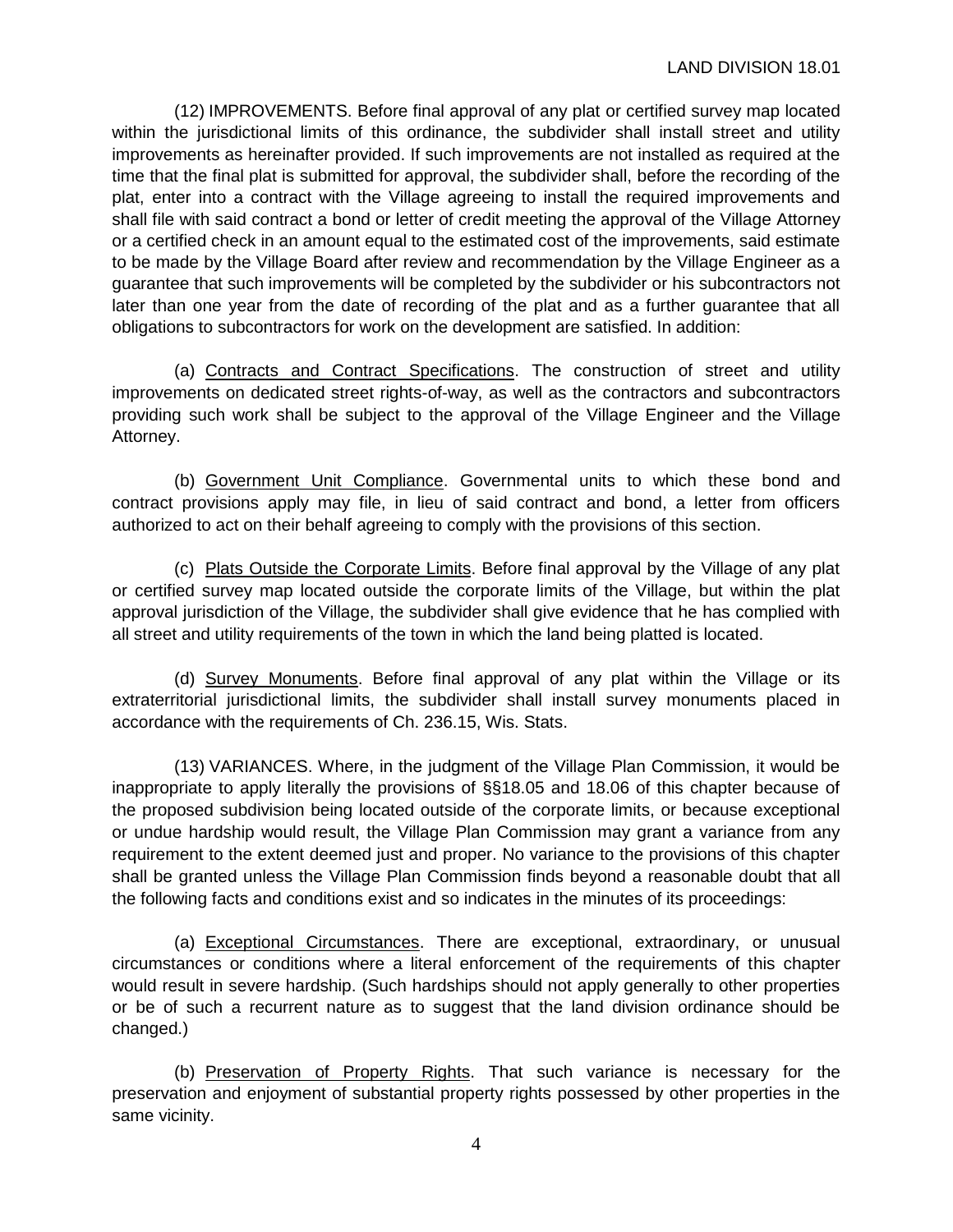(12) IMPROVEMENTS. Before final approval of any plat or certified survey map located within the jurisdictional limits of this ordinance, the subdivider shall install street and utility improvements as hereinafter provided. If such improvements are not installed as required at the time that the final plat is submitted for approval, the subdivider shall, before the recording of the plat, enter into a contract with the Village agreeing to install the required improvements and shall file with said contract a bond or letter of credit meeting the approval of the Village Attorney or a certified check in an amount equal to the estimated cost of the improvements, said estimate to be made by the Village Board after review and recommendation by the Village Engineer as a guarantee that such improvements will be completed by the subdivider or his subcontractors not later than one year from the date of recording of the plat and as a further guarantee that all obligations to subcontractors for work on the development are satisfied. In addition:

(a) Contracts and Contract Specifications. The construction of street and utility improvements on dedicated street rights-of-way, as well as the contractors and subcontractors providing such work shall be subject to the approval of the Village Engineer and the Village Attorney.

(b) Government Unit Compliance. Governmental units to which these bond and contract provisions apply may file, in lieu of said contract and bond, a letter from officers authorized to act on their behalf agreeing to comply with the provisions of this section.

(c) Plats Outside the Corporate Limits. Before final approval by the Village of any plat or certified survey map located outside the corporate limits of the Village, but within the plat approval jurisdiction of the Village, the subdivider shall give evidence that he has complied with all street and utility requirements of the town in which the land being platted is located.

(d) Survey Monuments. Before final approval of any plat within the Village or its extraterritorial jurisdictional limits, the subdivider shall install survey monuments placed in accordance with the requirements of Ch. 236.15, Wis. Stats.

(13) VARIANCES. Where, in the judgment of the Village Plan Commission, it would be inappropriate to apply literally the provisions of §§18.05 and 18.06 of this chapter because of the proposed subdivision being located outside of the corporate limits, or because exceptional or undue hardship would result, the Village Plan Commission may grant a variance from any requirement to the extent deemed just and proper. No variance to the provisions of this chapter shall be granted unless the Village Plan Commission finds beyond a reasonable doubt that all the following facts and conditions exist and so indicates in the minutes of its proceedings:

(a) Exceptional Circumstances. There are exceptional, extraordinary, or unusual circumstances or conditions where a literal enforcement of the requirements of this chapter would result in severe hardship. (Such hardships should not apply generally to other properties or be of such a recurrent nature as to suggest that the land division ordinance should be changed.)

(b) Preservation of Property Rights. That such variance is necessary for the preservation and enjoyment of substantial property rights possessed by other properties in the same vicinity.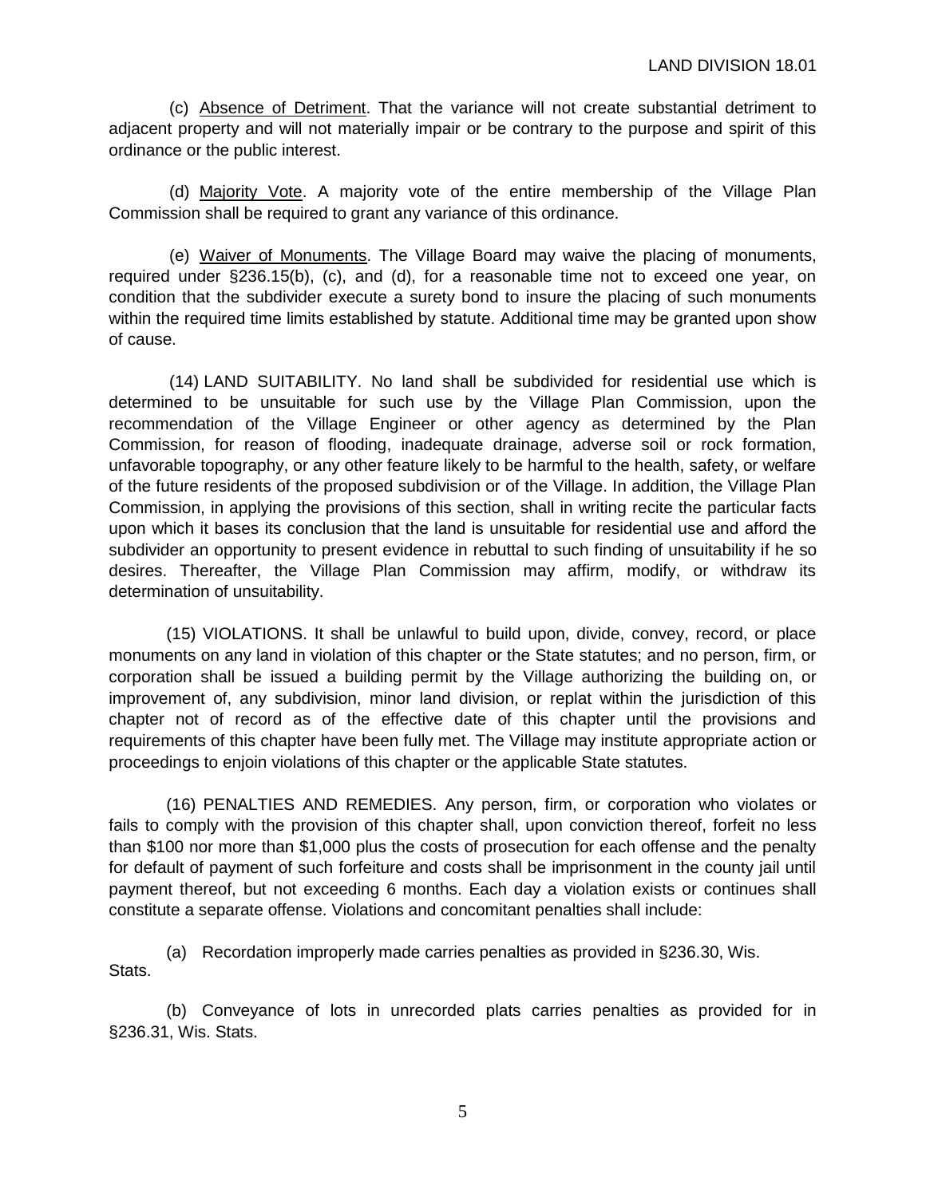(c) Absence of Detriment. That the variance will not create substantial detriment to adjacent property and will not materially impair or be contrary to the purpose and spirit of this ordinance or the public interest.

(d) Majority Vote. A majority vote of the entire membership of the Village Plan Commission shall be required to grant any variance of this ordinance.

(e) Waiver of Monuments. The Village Board may waive the placing of monuments, required under §236.15(b), (c), and (d), for a reasonable time not to exceed one year, on condition that the subdivider execute a surety bond to insure the placing of such monuments within the required time limits established by statute. Additional time may be granted upon show of cause.

(14) LAND SUITABILITY. No land shall be subdivided for residential use which is determined to be unsuitable for such use by the Village Plan Commission, upon the recommendation of the Village Engineer or other agency as determined by the Plan Commission, for reason of flooding, inadequate drainage, adverse soil or rock formation, unfavorable topography, or any other feature likely to be harmful to the health, safety, or welfare of the future residents of the proposed subdivision or of the Village. In addition, the Village Plan Commission, in applying the provisions of this section, shall in writing recite the particular facts upon which it bases its conclusion that the land is unsuitable for residential use and afford the subdivider an opportunity to present evidence in rebuttal to such finding of unsuitability if he so desires. Thereafter, the Village Plan Commission may affirm, modify, or withdraw its determination of unsuitability.

(15) VIOLATIONS. It shall be unlawful to build upon, divide, convey, record, or place monuments on any land in violation of this chapter or the State statutes; and no person, firm, or corporation shall be issued a building permit by the Village authorizing the building on, or improvement of, any subdivision, minor land division, or replat within the jurisdiction of this chapter not of record as of the effective date of this chapter until the provisions and requirements of this chapter have been fully met. The Village may institute appropriate action or proceedings to enjoin violations of this chapter or the applicable State statutes.

(16) PENALTIES AND REMEDIES. Any person, firm, or corporation who violates or fails to comply with the provision of this chapter shall, upon conviction thereof, forfeit no less than $100 nor more than $1,000 plus the costs of prosecution for each offense and the penalty for default of payment of such forfeiture and costs shall be imprisonment in the county jail until payment thereof, but not exceeding 6 months. Each day a violation exists or continues shall constitute a separate offense. Violations and concomitant penalties shall include:

(a) Recordation improperly made carries penalties as provided in §236.30, Wis. Stats.

(b) Conveyance of lots in unrecorded plats carries penalties as provided for in §236.31, Wis. Stats.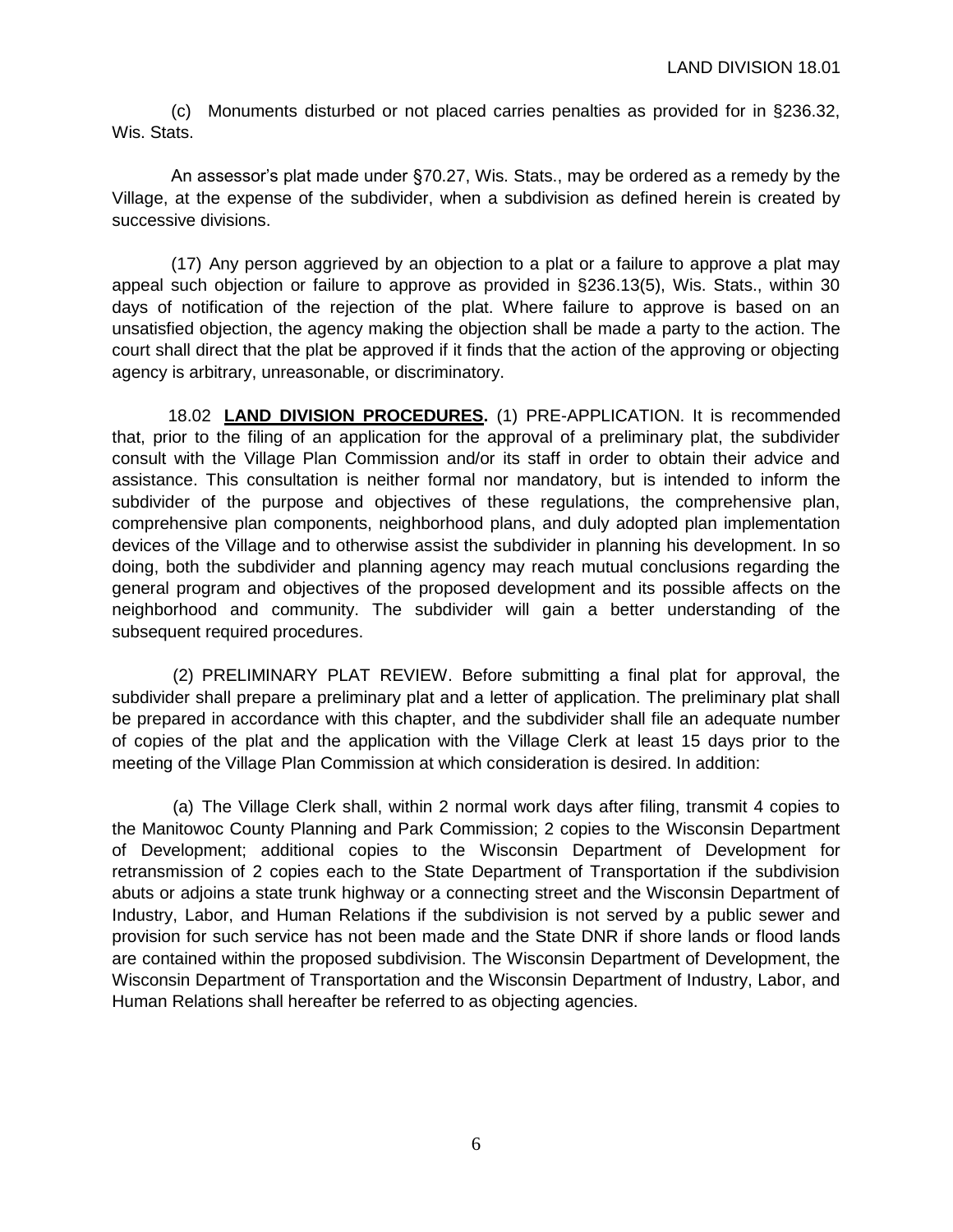(c) Monuments disturbed or not placed carries penalties as provided for in §236.32, Wis. Stats.

An assessor's plat made under §70.27, Wis. Stats., may be ordered as a remedy by the Village, at the expense of the subdivider, when a subdivision as defined herein is created by successive divisions.

(17) Any person aggrieved by an objection to a plat or a failure to approve a plat may appeal such objection or failure to approve as provided in §236.13(5), Wis. Stats., within 30 days of notification of the rejection of the plat. Where failure to approve is based on an unsatisfied objection, the agency making the objection shall be made a party to the action. The court shall direct that the plat be approved if it finds that the action of the approving or objecting agency is arbitrary, unreasonable, or discriminatory.

18.02 **LAND DIVISION PROCEDURES.** (1) PRE-APPLICATION. It is recommended that, prior to the filing of an application for the approval of a preliminary plat, the subdivider consult with the Village Plan Commission and/or its staff in order to obtain their advice and assistance. This consultation is neither formal nor mandatory, but is intended to inform the subdivider of the purpose and objectives of these regulations, the comprehensive plan, comprehensive plan components, neighborhood plans, and duly adopted plan implementation devices of the Village and to otherwise assist the subdivider in planning his development. In so doing, both the subdivider and planning agency may reach mutual conclusions regarding the general program and objectives of the proposed development and its possible affects on the neighborhood and community. The subdivider will gain a better understanding of the subsequent required procedures.

(2) PRELIMINARY PLAT REVIEW. Before submitting a final plat for approval, the subdivider shall prepare a preliminary plat and a letter of application. The preliminary plat shall be prepared in accordance with this chapter, and the subdivider shall file an adequate number of copies of the plat and the application with the Village Clerk at least 15 days prior to the meeting of the Village Plan Commission at which consideration is desired. In addition:

(a) The Village Clerk shall, within 2 normal work days after filing, transmit 4 copies to the Manitowoc County Planning and Park Commission; 2 copies to the Wisconsin Department of Development; additional copies to the Wisconsin Department of Development for retransmission of 2 copies each to the State Department of Transportation if the subdivision abuts or adjoins a state trunk highway or a connecting street and the Wisconsin Department of Industry, Labor, and Human Relations if the subdivision is not served by a public sewer and provision for such service has not been made and the State DNR if shore lands or flood lands are contained within the proposed subdivision. The Wisconsin Department of Development, the Wisconsin Department of Transportation and the Wisconsin Department of Industry, Labor, and Human Relations shall hereafter be referred to as objecting agencies.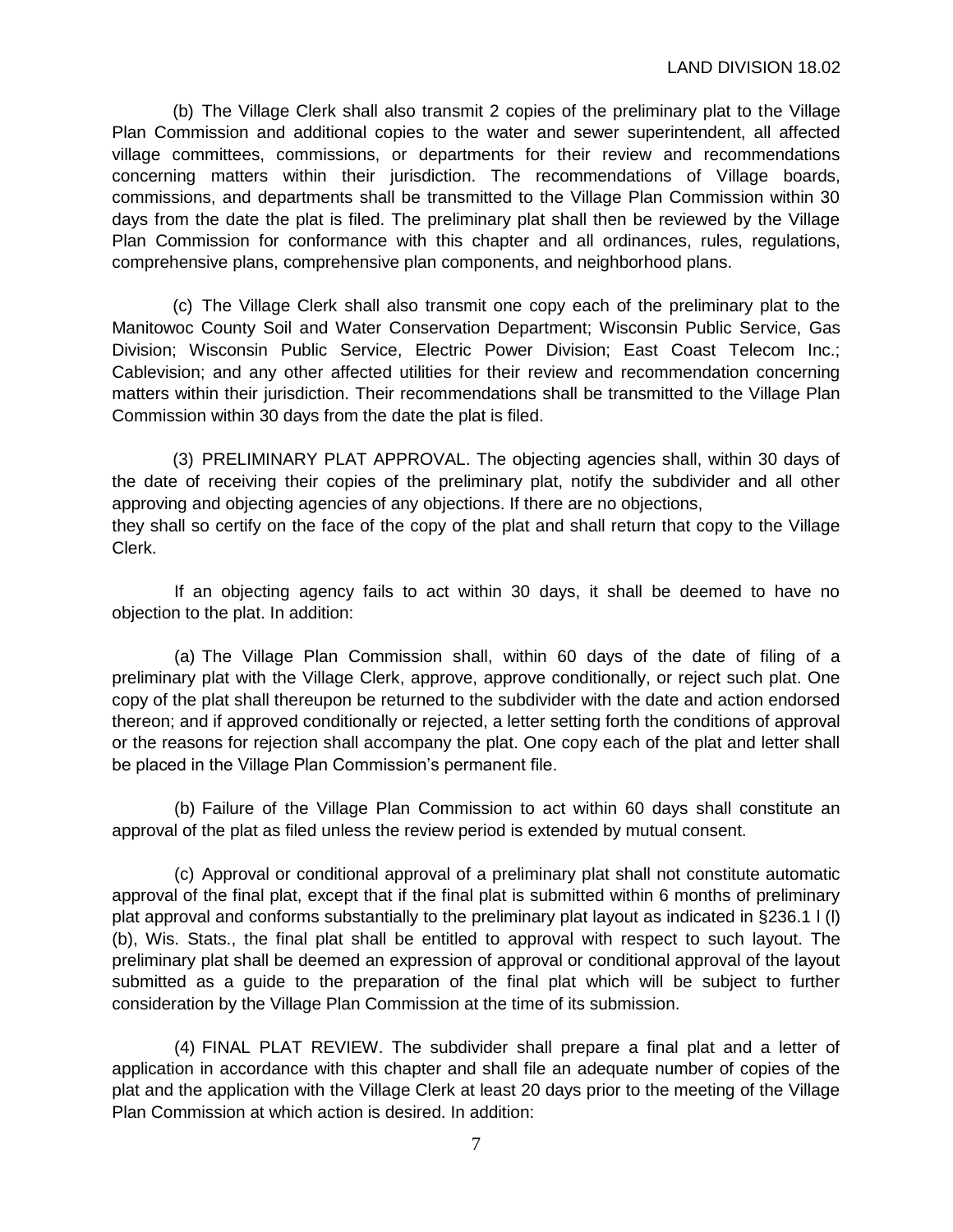(b) The Village Clerk shall also transmit 2 copies of the preliminary plat to the Village Plan Commission and additional copies to the water and sewer superintendent, all affected village committees, commissions, or departments for their review and recommendations concerning matters within their jurisdiction. The recommendations of Village boards, commissions, and departments shall be transmitted to the Village Plan Commission within 30 days from the date the plat is filed. The preliminary plat shall then be reviewed by the Village Plan Commission for conformance with this chapter and all ordinances, rules, regulations, comprehensive plans, comprehensive plan components, and neighborhood plans.

(c) The Village Clerk shall also transmit one copy each of the preliminary plat to the Manitowoc County Soil and Water Conservation Department; Wisconsin Public Service, Gas Division; Wisconsin Public Service, Electric Power Division; East Coast Telecom Inc.; Cablevision; and any other affected utilities for their review and recommendation concerning matters within their jurisdiction. Their recommendations shall be transmitted to the Village Plan Commission within 30 days from the date the plat is filed.

(3) PRELIMINARY PLAT APPROVAL. The objecting agencies shall, within 30 days of the date of receiving their copies of the preliminary plat, notify the subdivider and all other approving and objecting agencies of any objections. If there are no objections, they shall so certify on the face of the copy of the plat and shall return that copy to the Village Clerk.

If an objecting agency fails to act within 30 days, it shall be deemed to have no objection to the plat. In addition:

(a) The Village Plan Commission shall, within 60 days of the date of filing of a preliminary plat with the Village Clerk, approve, approve conditionally, or reject such plat. One copy of the plat shall thereupon be returned to the subdivider with the date and action endorsed thereon; and if approved conditionally or rejected, a letter setting forth the conditions of approval or the reasons for rejection shall accompany the plat. One copy each of the plat and letter shall be placed in the Village Plan Commission's permanent file.

(b) Failure of the Village Plan Commission to act within 60 days shall constitute an approval of the plat as filed unless the review period is extended by mutual consent.

(c) Approval or conditional approval of a preliminary plat shall not constitute automatic approval of the final plat, except that if the final plat is submitted within 6 months of preliminary plat approval and conforms substantially to the preliminary plat layout as indicated in §236.1 l (l) (b), Wis. Stats., the final plat shall be entitled to approval with respect to such layout. The preliminary plat shall be deemed an expression of approval or conditional approval of the layout submitted as a guide to the preparation of the final plat which will be subject to further consideration by the Village Plan Commission at the time of its submission.

(4) FINAL PLAT REVIEW. The subdivider shall prepare a final plat and a letter of application in accordance with this chapter and shall file an adequate number of copies of the plat and the application with the Village Clerk at least 20 days prior to the meeting of the Village Plan Commission at which action is desired. In addition: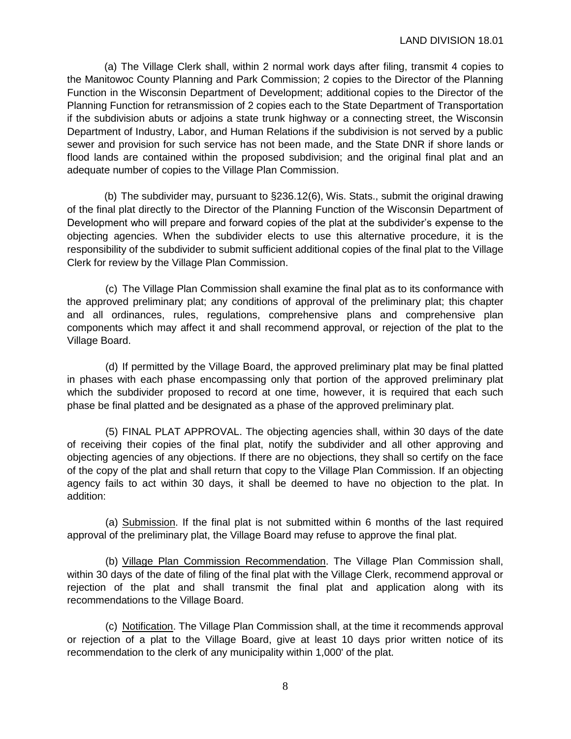(a) The Village Clerk shall, within 2 normal work days after filing, transmit 4 copies to the Manitowoc County Planning and Park Commission; 2 copies to the Director of the Planning Function in the Wisconsin Department of Development; additional copies to the Director of the Planning Function for retransmission of 2 copies each to the State Department of Transportation if the subdivision abuts or adjoins a state trunk highway or a connecting street, the Wisconsin Department of Industry, Labor, and Human Relations if the subdivision is not served by a public sewer and provision for such service has not been made, and the State DNR if shore lands or flood lands are contained within the proposed subdivision; and the original final plat and an adequate number of copies to the Village Plan Commission.

(b) The subdivider may, pursuant to §236.12(6), Wis. Stats., submit the original drawing of the final plat directly to the Director of the Planning Function of the Wisconsin Department of Development who will prepare and forward copies of the plat at the subdivider's expense to the objecting agencies. When the subdivider elects to use this alternative procedure, it is the responsibility of the subdivider to submit sufficient additional copies of the final plat to the Village Clerk for review by the Village Plan Commission.

(c) The Village Plan Commission shall examine the final plat as to its conformance with the approved preliminary plat; any conditions of approval of the preliminary plat; this chapter and all ordinances, rules, regulations, comprehensive plans and comprehensive plan components which may affect it and shall recommend approval, or rejection of the plat to the Village Board.

(d) If permitted by the Village Board, the approved preliminary plat may be final platted in phases with each phase encompassing only that portion of the approved preliminary plat which the subdivider proposed to record at one time, however, it is required that each such phase be final platted and be designated as a phase of the approved preliminary plat.

(5) FINAL PLAT APPROVAL. The objecting agencies shall, within 30 days of the date of receiving their copies of the final plat, notify the subdivider and all other approving and objecting agencies of any objections. If there are no objections, they shall so certify on the face of the copy of the plat and shall return that copy to the Village Plan Commission. If an objecting agency fails to act within 30 days, it shall be deemed to have no objection to the plat. In addition:

(a) Submission. If the final plat is not submitted within 6 months of the last required approval of the preliminary plat, the Village Board may refuse to approve the final plat.

(b) Village Plan Commission Recommendation. The Village Plan Commission shall, within 30 days of the date of filing of the final plat with the Village Clerk, recommend approval or rejection of the plat and shall transmit the final plat and application along with its recommendations to the Village Board.

(c) Notification. The Village Plan Commission shall, at the time it recommends approval or rejection of a plat to the Village Board, give at least 10 days prior written notice of its recommendation to the clerk of any municipality within 1,000' of the plat.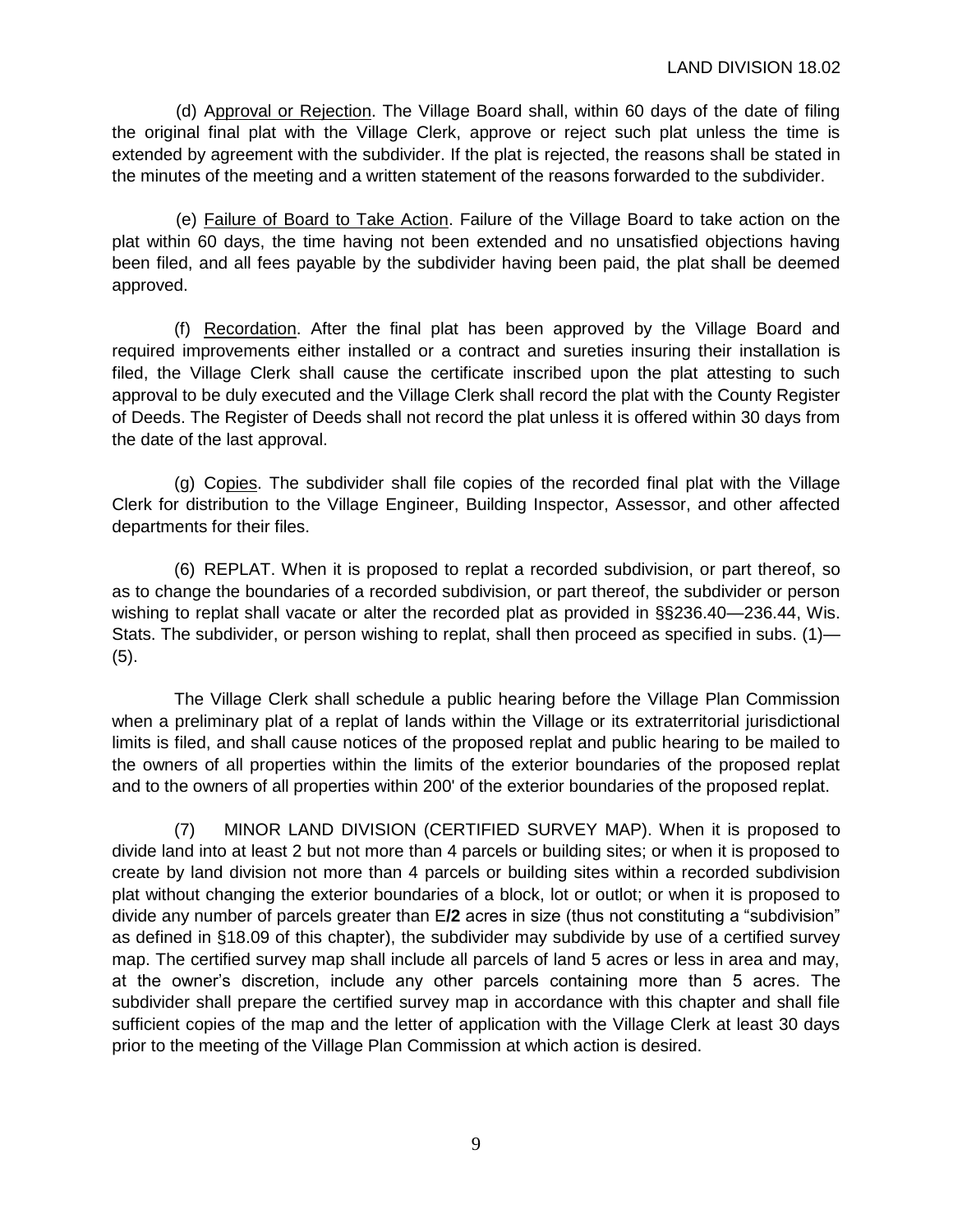(d) Approval or Rejection. The Village Board shall, within 60 days of the date of filing the original final plat with the Village Clerk, approve or reject such plat unless the time is extended by agreement with the subdivider. If the plat is rejected, the reasons shall be stated in the minutes of the meeting and a written statement of the reasons forwarded to the subdivider.

(e) Failure of Board to Take Action. Failure of the Village Board to take action on the plat within 60 days, the time having not been extended and no unsatisfied objections having been filed, and all fees payable by the subdivider having been paid, the plat shall be deemed approved.

(f) Recordation. After the final plat has been approved by the Village Board and required improvements either installed or a contract and sureties insuring their installation is filed, the Village Clerk shall cause the certificate inscribed upon the plat attesting to such approval to be duly executed and the Village Clerk shall record the plat with the County Register of Deeds. The Register of Deeds shall not record the plat unless it is offered within 30 days from the date of the last approval.

(g) Copies. The subdivider shall file copies of the recorded final plat with the Village Clerk for distribution to the Village Engineer, Building Inspector, Assessor, and other affected departments for their files.

(6) REPLAT. When it is proposed to replat a recorded subdivision, or part thereof, so as to change the boundaries of a recorded subdivision, or part thereof, the subdivider or person wishing to replat shall vacate or alter the recorded plat as provided in §§236.40—236.44, Wis. Stats. The subdivider, or person wishing to replat, shall then proceed as specified in subs. (1)—(5).

The Village Clerk shall schedule a public hearing before the Village Plan Commission when a preliminary plat of a replat of lands within the Village or its extraterritorial jurisdictional limits is filed, and shall cause notices of the proposed replat and public hearing to be mailed to the owners of all properties within the limits of the exterior boundaries of the proposed replat and to the owners of all properties within 200' of the exterior boundaries of the proposed replat.

(7) MINOR LAND DIVISION (CERTIFIED SURVEY MAP). When it is proposed to divide land into at least 2 but not more than 4 parcels or building sites; or when it is proposed to create by land division not more than 4 parcels or building sites within a recorded subdivision plat without changing the exterior boundaries of a block, lot or outlot; or when it is proposed to divide any number of parcels greater than E**/2** acres in size (thus not constituting a "subdivision" as defined in §18.09 of this chapter), the subdivider may subdivide by use of a certified survey map. The certified survey map shall include all parcels of land 5 acres or less in area and may, at the owner's discretion, include any other parcels containing more than 5 acres. The subdivider shall prepare the certified survey map in accordance with this chapter and shall file sufficient copies of the map and the letter of application with the Village Clerk at least 30 days prior to the meeting of the Village Plan Commission at which action is desired.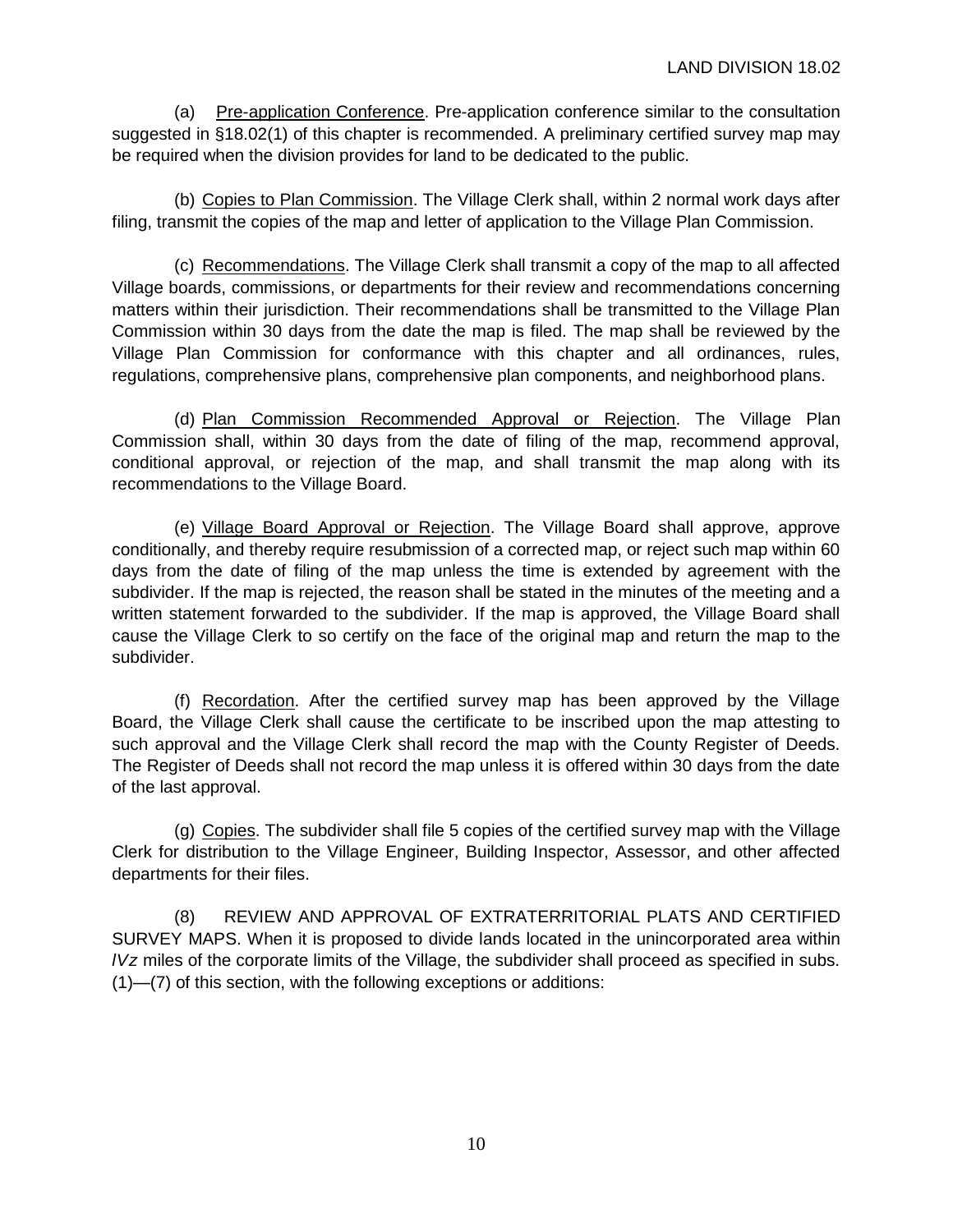(a) Pre-application Conference. Pre-application conference similar to the consultation suggested in §18.02(1) of this chapter is recommended. A preliminary certified survey map may be required when the division provides for land to be dedicated to the public.

(b) Copies to Plan Commission. The Village Clerk shall, within 2 normal work days after filing, transmit the copies of the map and letter of application to the Village Plan Commission.

(c) Recommendations. The Village Clerk shall transmit a copy of the map to all affected Village boards, commissions, or departments for their review and recommendations concerning matters within their jurisdiction. Their recommendations shall be transmitted to the Village Plan Commission within 30 days from the date the map is filed. The map shall be reviewed by the Village Plan Commission for conformance with this chapter and all ordinances, rules, regulations, comprehensive plans, comprehensive plan components, and neighborhood plans.

(d) Plan Commission Recommended Approval or Rejection. The Village Plan Commission shall, within 30 days from the date of filing of the map, recommend approval, conditional approval, or rejection of the map, and shall transmit the map along with its recommendations to the Village Board.

(e) Village Board Approval or Rejection. The Village Board shall approve, approve conditionally, and thereby require resubmission of a corrected map, or reject such map within 60 days from the date of filing of the map unless the time is extended by agreement with the subdivider. If the map is rejected, the reason shall be stated in the minutes of the meeting and a written statement forwarded to the subdivider. If the map is approved, the Village Board shall cause the Village Clerk to so certify on the face of the original map and return the map to the subdivider.

(f) Recordation. After the certified survey map has been approved by the Village Board, the Village Clerk shall cause the certificate to be inscribed upon the map attesting to such approval and the Village Clerk shall record the map with the County Register of Deeds. The Register of Deeds shall not record the map unless it is offered within 30 days from the date of the last approval.

(g) Copies. The subdivider shall file 5 copies of the certified survey map with the Village Clerk for distribution to the Village Engineer, Building Inspector, Assessor, and other affected departments for their files.

(8) REVIEW AND APPROVAL OF EXTRATERRITORIAL PLATS AND CERTIFIED SURVEY MAPS. When it is proposed to divide lands located in the unincorporated area within *lVz* miles of the corporate limits of the Village, the subdivider shall proceed as specified in subs. (1)—(7) of this section, with the following exceptions or additions: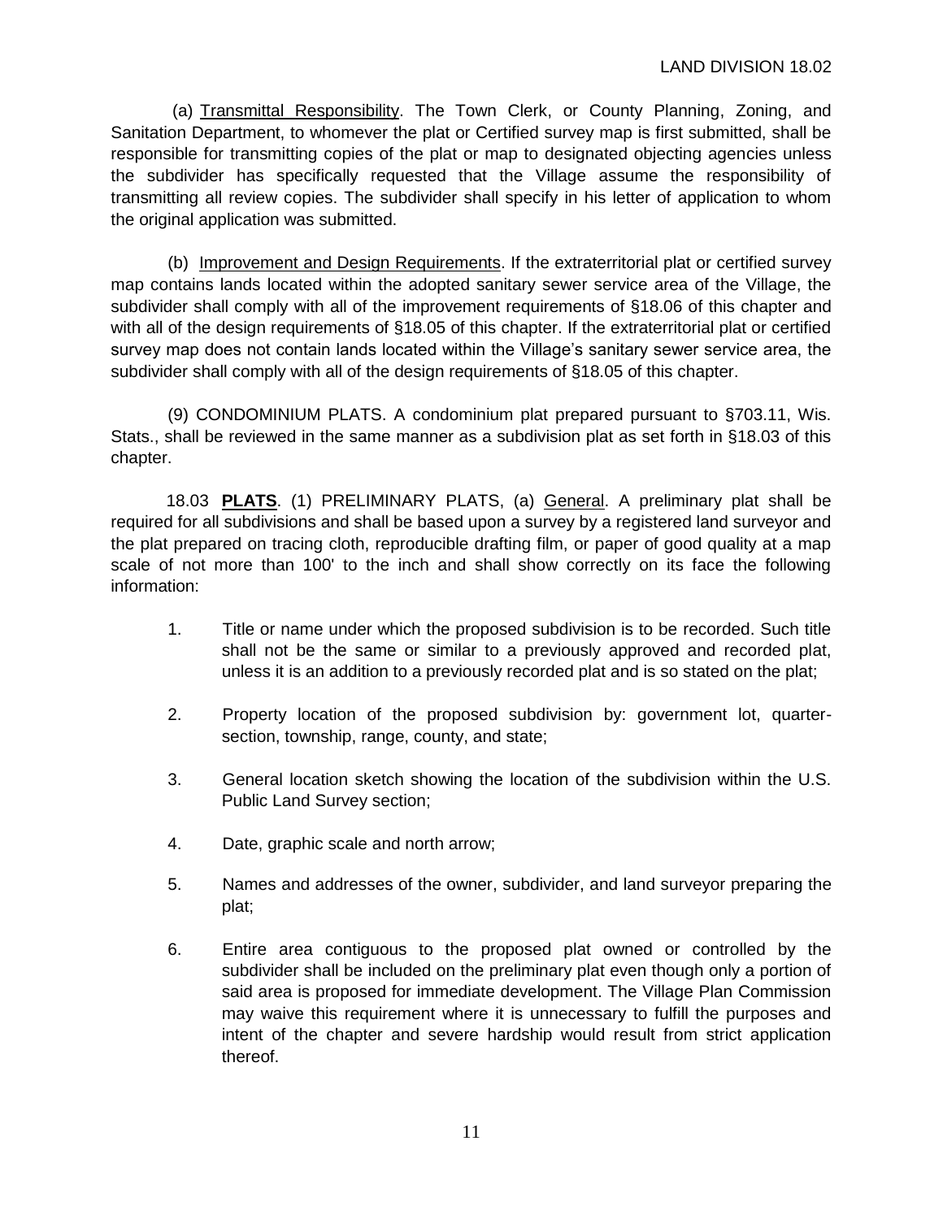(a) Transmittal Responsibility. The Town Clerk, or County Planning, Zoning, and Sanitation Department, to whomever the plat or Certified survey map is first submitted, shall be responsible for transmitting copies of the plat or map to designated objecting agencies unless the subdivider has specifically requested that the Village assume the responsibility of transmitting all review copies. The subdivider shall specify in his letter of application to whom the original application was submitted.

(b) Improvement and Design Requirements. If the extraterritorial plat or certified survey map contains lands located within the adopted sanitary sewer service area of the Village, the subdivider shall comply with all of the improvement requirements of §18.06 of this chapter and with all of the design requirements of §18.05 of this chapter. If the extraterritorial plat or certified survey map does not contain lands located within the Village's sanitary sewer service area, the subdivider shall comply with all of the design requirements of §18.05 of this chapter.

(9) CONDOMINIUM PLATS. A condominium plat prepared pursuant to §703.11, Wis. Stats., shall be reviewed in the same manner as a subdivision plat as set forth in §18.03 of this chapter.

18.03 **PLATS**. (1) PRELIMINARY PLATS, (a) General. A preliminary plat shall be required for all subdivisions and shall be based upon a survey by a registered land surveyor and the plat prepared on tracing cloth, reproducible drafting film, or paper of good quality at a map scale of not more than 100' to the inch and shall show correctly on its face the following information:

1. Title or name under which the proposed subdivision is to be recorded. Such title shall not be the same or similar to a previously approved and recorded plat, unless it is an addition to a previously recorded plat and is so stated on the plat;

2. Property location of the proposed subdivision by: government lot, quarter-section, township, range, county, and state;

3. General location sketch showing the location of the subdivision within the U.S. Public Land Survey section;

4. Date, graphic scale and north arrow;

5. Names and addresses of the owner, subdivider, and land surveyor preparing the plat;

6. Entire area contiguous to the proposed plat owned or controlled by the subdivider shall be included on the preliminary plat even though only a portion of said area is proposed for immediate development. The Village Plan Commission may waive this requirement where it is unnecessary to fulfill the purposes and intent of the chapter and severe hardship would result from strict application thereof.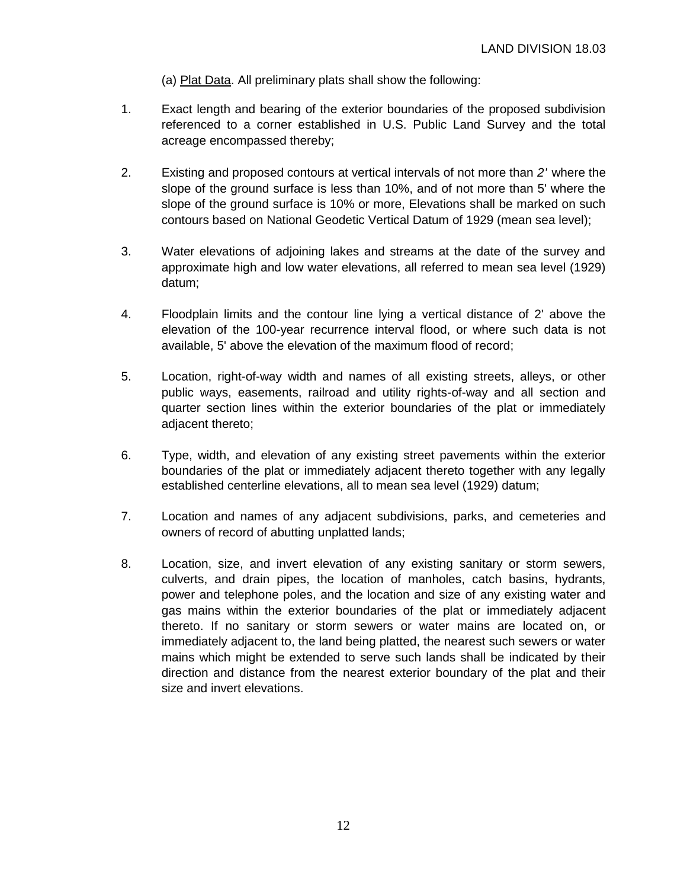(a) Plat Data. All preliminary plats shall show the following:

1. Exact length and bearing of the exterior boundaries of the proposed subdivision referenced to a corner established in U.S. Public Land Survey and the total acreage encompassed thereby;

2. Existing and proposed contours at vertical intervals of not more than *2'* where the slope of the ground surface is less than 10%, and of not more than 5' where the slope of the ground surface is 10% or more, Elevations shall be marked on such contours based on National Geodetic Vertical Datum of 1929 (mean sea level);

3. Water elevations of adjoining lakes and streams at the date of the survey and approximate high and low water elevations, all referred to mean sea level (1929) datum;

4. Floodplain limits and the contour line lying a vertical distance of 2' above the elevation of the 100-year recurrence interval flood, or where such data is not available, 5' above the elevation of the maximum flood of record;

5. Location, right-of-way width and names of all existing streets, alleys, or other public ways, easements, railroad and utility rights-of-way and all section and quarter section lines within the exterior boundaries of the plat or immediately adjacent thereto;

6. Type, width, and elevation of any existing street pavements within the exterior boundaries of the plat or immediately adjacent thereto together with any legally established centerline elevations, all to mean sea level (1929) datum;

7. Location and names of any adjacent subdivisions, parks, and cemeteries and owners of record of abutting unplatted lands;

8. Location, size, and invert elevation of any existing sanitary or storm sewers, culverts, and drain pipes, the location of manholes, catch basins, hydrants, power and telephone poles, and the location and size of any existing water and gas mains within the exterior boundaries of the plat or immediately adjacent thereto. If no sanitary or storm sewers or water mains are located on, or immediately adjacent to, the land being platted, the nearest such sewers or water mains which might be extended to serve such lands shall be indicated by their direction and distance from the nearest exterior boundary of the plat and their size and invert elevations.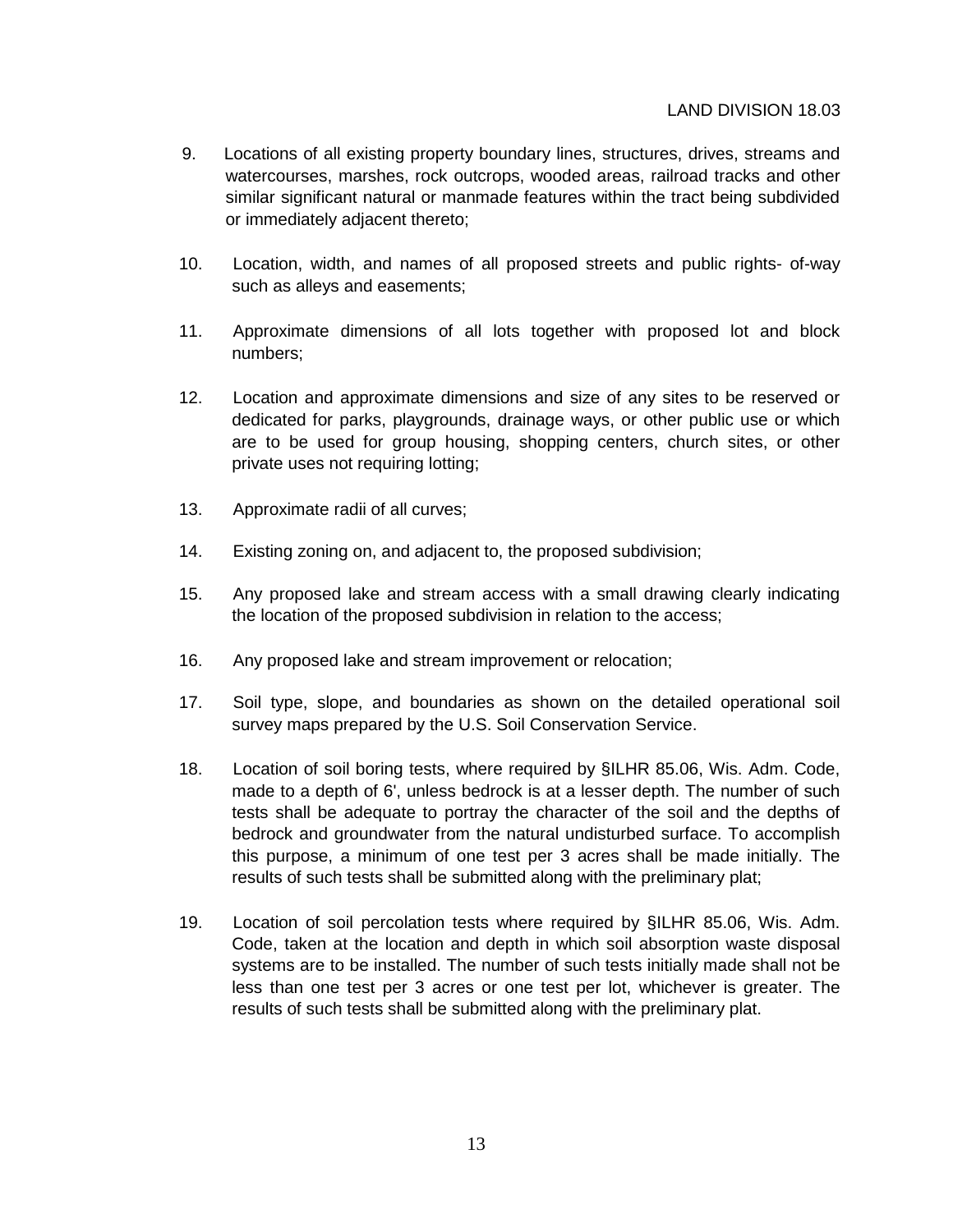9. Locations of all existing property boundary lines, structures, drives, streams and watercourses, marshes, rock outcrops, wooded areas, railroad tracks and other similar significant natural or manmade features within the tract being subdivided or immediately adjacent thereto;

10. Location, width, and names of all proposed streets and public rights- of-way such as alleys and easements;

11. Approximate dimensions of all lots together with proposed lot and block numbers;

12. Location and approximate dimensions and size of any sites to be reserved or dedicated for parks, playgrounds, drainage ways, or other public use or which are to be used for group housing, shopping centers, church sites, or other private uses not requiring lotting;

13. Approximate radii of all curves;

14. Existing zoning on, and adjacent to, the proposed subdivision;

15. Any proposed lake and stream access with a small drawing clearly indicating the location of the proposed subdivision in relation to the access;

16. Any proposed lake and stream improvement or relocation;

17. Soil type, slope, and boundaries as shown on the detailed operational soil survey maps prepared by the U.S. Soil Conservation Service.

18. Location of soil boring tests, where required by §ILHR 85.06, Wis. Adm. Code, made to a depth of 6', unless bedrock is at a lesser depth. The number of such tests shall be adequate to portray the character of the soil and the depths of bedrock and groundwater from the natural undisturbed surface. To accomplish this purpose, a minimum of one test per 3 acres shall be made initially. The results of such tests shall be submitted along with the preliminary plat;

19. Location of soil percolation tests where required by §ILHR 85.06, Wis. Adm. Code, taken at the location and depth in which soil absorption waste disposal systems are to be installed. The number of such tests initially made shall not be less than one test per 3 acres or one test per lot, whichever is greater. The results of such tests shall be submitted along with the preliminary plat.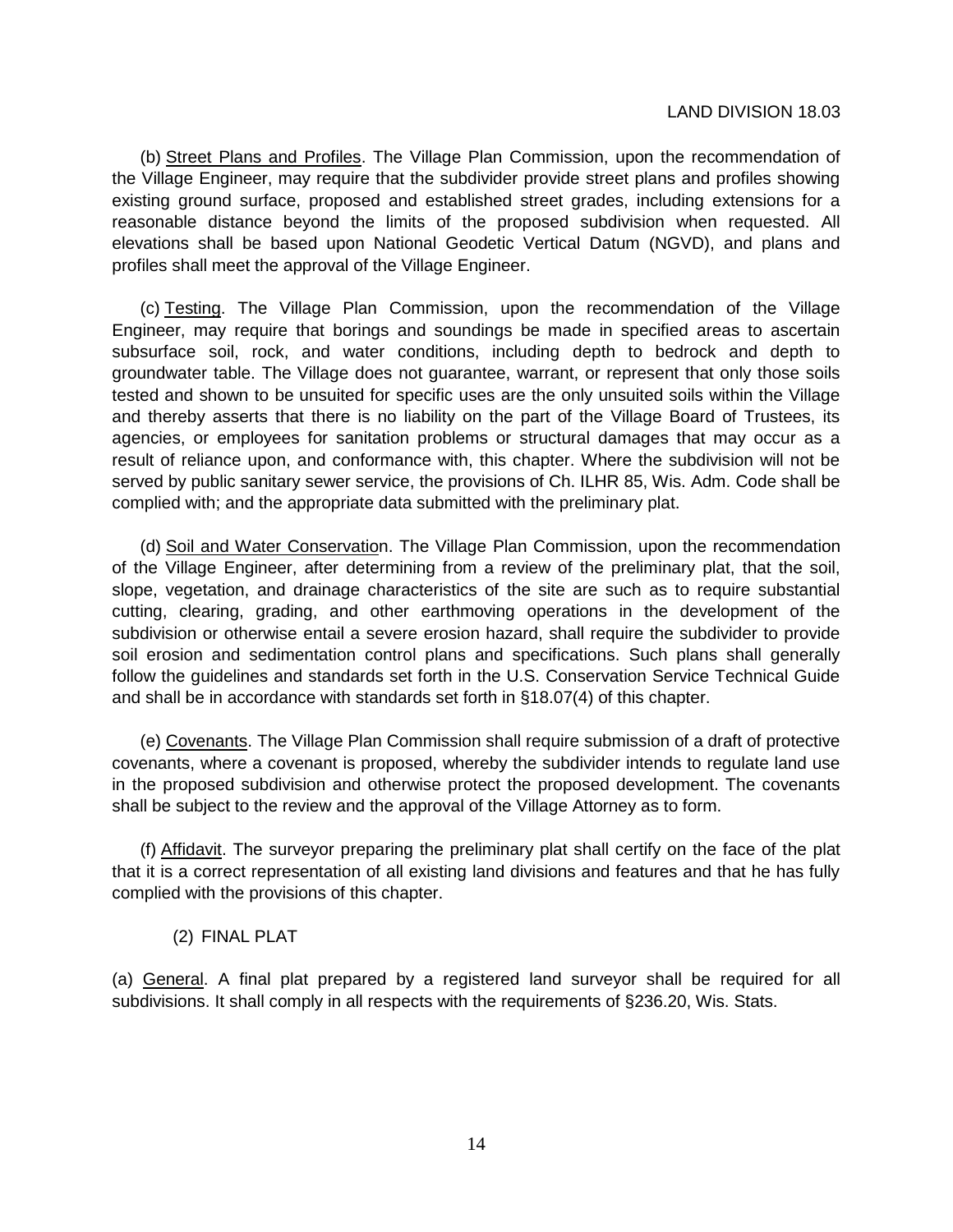(b) Street Plans and Profiles. The Village Plan Commission, upon the recommendation of the Village Engineer, may require that the subdivider provide street plans and profiles showing existing ground surface, proposed and established street grades, including extensions for a reasonable distance beyond the limits of the proposed subdivision when requested. All elevations shall be based upon National Geodetic Vertical Datum (NGVD), and plans and profiles shall meet the approval of the Village Engineer.

(c) Testing. The Village Plan Commission, upon the recommendation of the Village Engineer, may require that borings and soundings be made in specified areas to ascertain subsurface soil, rock, and water conditions, including depth to bedrock and depth to groundwater table. The Village does not guarantee, warrant, or represent that only those soils tested and shown to be unsuited for specific uses are the only unsuited soils within the Village and thereby asserts that there is no liability on the part of the Village Board of Trustees, its agencies, or employees for sanitation problems or structural damages that may occur as a result of reliance upon, and conformance with, this chapter. Where the subdivision will not be served by public sanitary sewer service, the provisions of Ch. ILHR 85, Wis. Adm. Code shall be complied with; and the appropriate data submitted with the preliminary plat.

(d) Soil and Water Conservation. The Village Plan Commission, upon the recommendation of the Village Engineer, after determining from a review of the preliminary plat, that the soil, slope, vegetation, and drainage characteristics of the site are such as to require substantial cutting, clearing, grading, and other earthmoving operations in the development of the subdivision or otherwise entail a severe erosion hazard, shall require the subdivider to provide soil erosion and sedimentation control plans and specifications. Such plans shall generally follow the guidelines and standards set forth in the U.S. Conservation Service Technical Guide and shall be in accordance with standards set forth in §18.07(4) of this chapter.

(e) Covenants. The Village Plan Commission shall require submission of a draft of protective covenants, where a covenant is proposed, whereby the subdivider intends to regulate land use in the proposed subdivision and otherwise protect the proposed development. The covenants shall be subject to the review and the approval of the Village Attorney as to form.

(f) Affidavit. The surveyor preparing the preliminary plat shall certify on the face of the plat that it is a correct representation of all existing land divisions and features and that he has fully complied with the provisions of this chapter.

(2) FINAL PLAT

(a) General. A final plat prepared by a registered land surveyor shall be required for all subdivisions. It shall comply in all respects with the requirements of §236.20, Wis. Stats.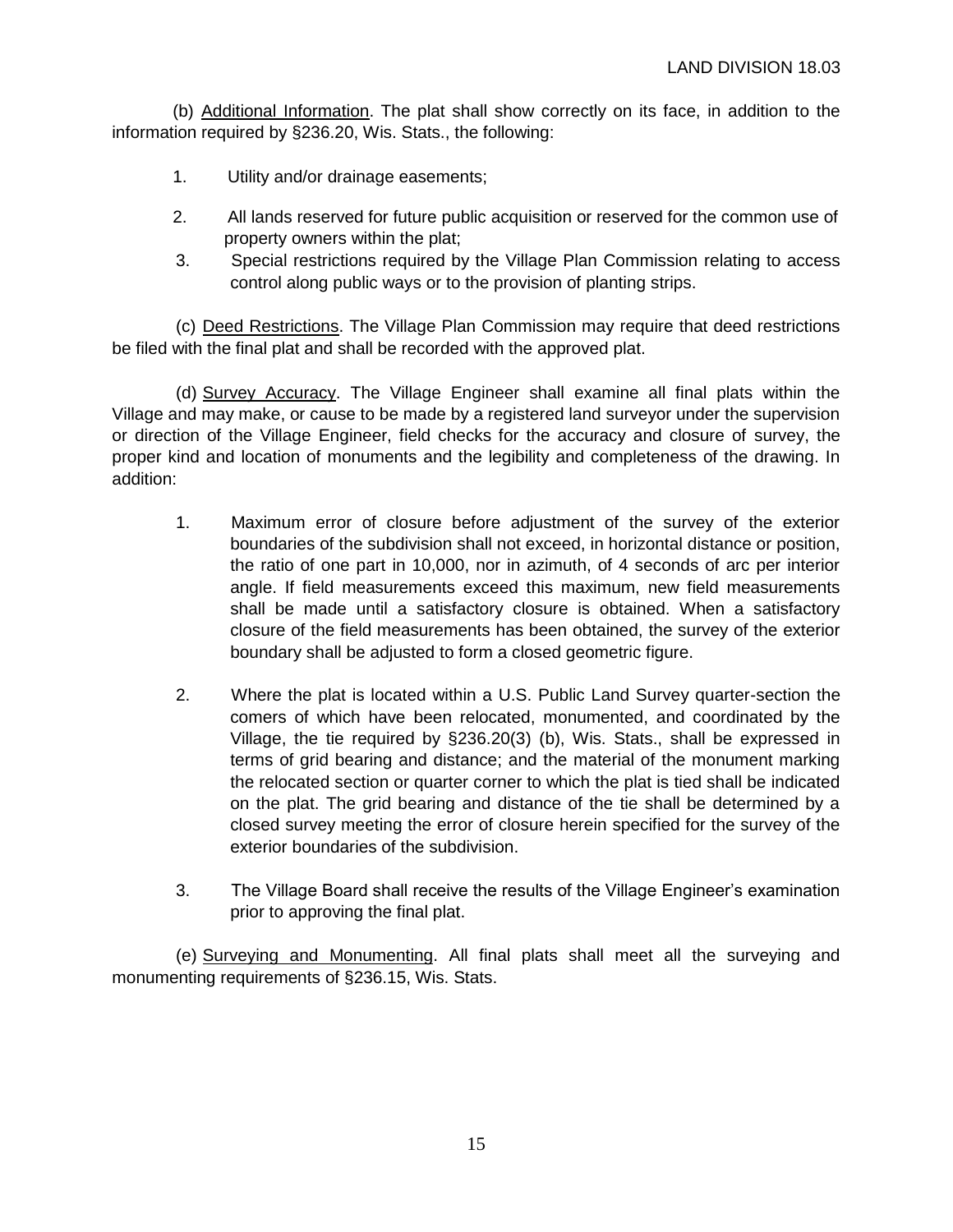(b) Underlined: Additional Information. The plat shall show correctly on its face, in addition to the information required by §236.20, Wis. Stats., the following:

1. Utility and/or drainage easements;
2. All lands reserved for future public acquisition or reserved for the common use of property owners within the plat;
3. Special restrictions required by the Village Plan Commission relating to access control along public ways or to the provision of planting strips.

(c) Deed Restrictions. The Village Plan Commission may require that deed restrictions be filed with the final plat and shall be recorded with the approved plat.

(d) Survey Accuracy. The Village Engineer shall examine all final plats within the Village and may make, or cause to be made by a registered land surveyor under the supervision or direction of the Village Engineer, field checks for the accuracy and closure of survey, the proper kind and location of monuments and the legibility and completeness of the drawing. In addition:

1. Maximum error of closure before adjustment of the survey of the exterior boundaries of the subdivision shall not exceed, in horizontal distance or position, the ratio of one part in 10,000, nor in azimuth, of 4 seconds of arc per interior angle. If field measurements exceed this maximum, new field measurements shall be made until a satisfactory closure is obtained. When a satisfactory closure of the field measurements has been obtained, the survey of the exterior boundary shall be adjusted to form a closed geometric figure.

2. Where the plat is located within a U.S. Public Land Survey quarter-section the comers of which have been relocated, monumented, and coordinated by the Village, the tie required by §236.20(3) (b), Wis. Stats., shall be expressed in terms of grid bearing and distance; and the material of the monument marking the relocated section or quarter corner to which the plat is tied shall be indicated on the plat. The grid bearing and distance of the tie shall be determined by a closed survey meeting the error of closure herein specified for the survey of the exterior boundaries of the subdivision.

3. The Village Board shall receive the results of the Village Engineer's examination prior to approving the final plat.

(e) Surveying and Monumenting. All final plats shall meet all the surveying and monumenting requirements of §236.15, Wis. Stats.

(b) Additional Information. The plat shall show correctly on its face, in addition to the information required by §236.20, Wis. Stats., the following:

1. Utility and/or drainage easements;
2. All lands reserved for future public acquisition or reserved for the common use of property owners within the plat;
3. Special restrictions required by the Village Plan Commission relating to access control along public ways or to the provision of planting strips.

(c) Deed Restrictions. The Village Plan Commission may require that deed restrictions be filed with the final plat and shall be recorded with the approved plat.

(d) Survey Accuracy. The Village Engineer shall examine all final plats within the Village and may make, or cause to be made by a registered land surveyor under the supervision or direction of the Village Engineer, field checks for the accuracy and closure of survey, the proper kind and location of monuments and the legibility and completeness of the drawing. In addition:

1. Maximum error of closure before adjustment of the survey of the exterior boundaries of the subdivision shall not exceed, in horizontal distance or position, the ratio of one part in 10,000, nor in azimuth, of 4 seconds of arc per interior angle. If field measurements exceed this maximum, new field measurements shall be made until a satisfactory closure is obtained. When a satisfactory closure of the field measurements has been obtained, the survey of the exterior boundary shall be adjusted to form a closed geometric figure.

2. Where the plat is located within a U.S. Public Land Survey quarter-section the comers of which have been relocated, monumented, and coordinated by the Village, the tie required by §236.20(3) (b), Wis. Stats., shall be expressed in terms of grid bearing and distance; and the material of the monument marking the relocated section or quarter corner to which the plat is tied shall be indicated on the plat. The grid bearing and distance of the tie shall be determined by a closed survey meeting the error of closure herein specified for the survey of the exterior boundaries of the subdivision.

3. The Village Board shall receive the results of the Village Engineer's examination prior to approving the final plat.

(e) Surveying and Monumenting. All final plats shall meet all the surveying and monumenting requirements of §236.15, Wis. Stats.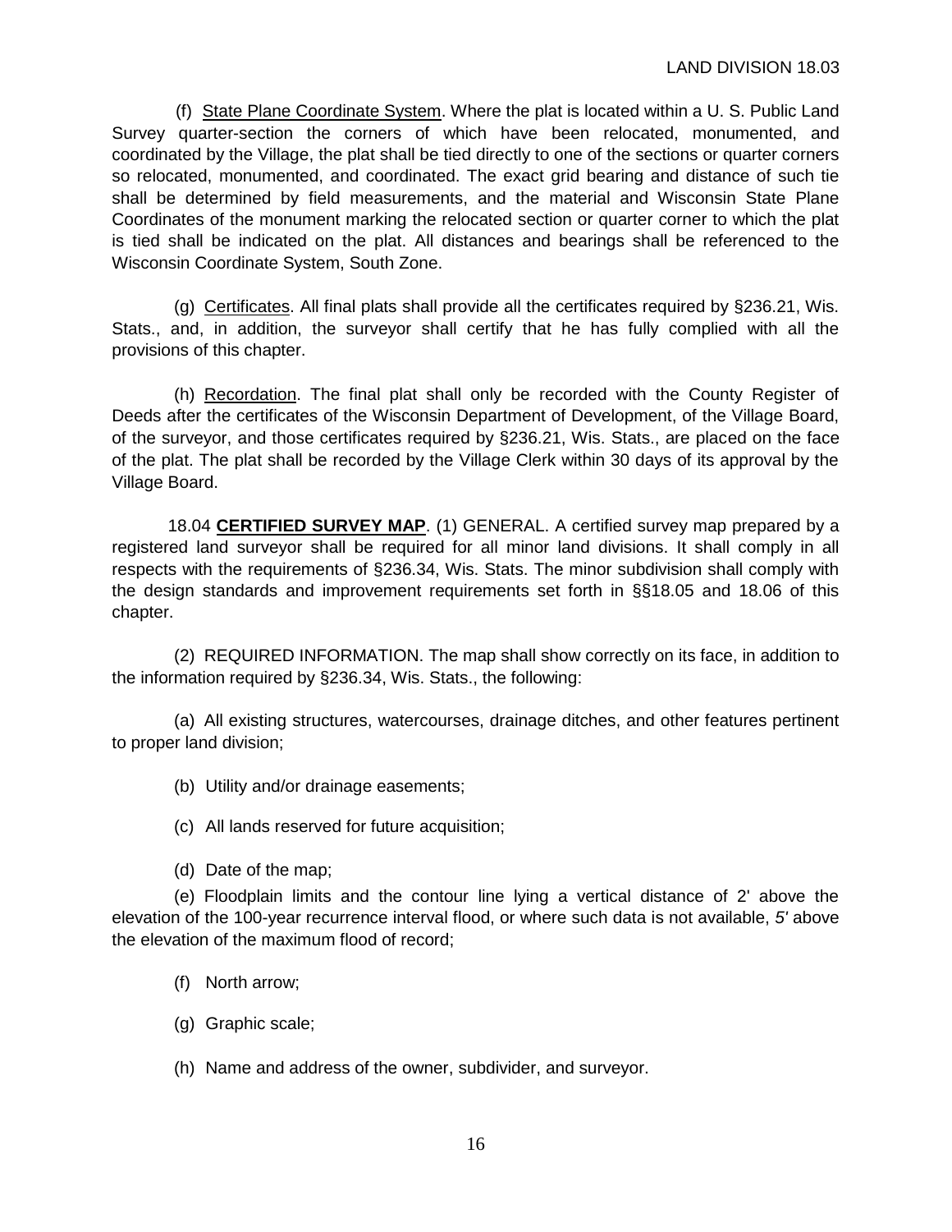(f) <u>State Plane Coordinate System</u>. Where the plat is located within a U. S. Public Land Survey quarter-section the corners of which have been relocated, monumented, and coordinated by the Village, the plat shall be tied directly to one of the sections or quarter corners so relocated, monumented, and coordinated. The exact grid bearing and distance of such tie shall be determined by field measurements, and the material and Wisconsin State Plane Coordinates of the monument marking the relocated section or quarter corner to which the plat is tied shall be indicated on the plat. All distances and bearings shall be referenced to the Wisconsin Coordinate System, South Zone.

(g) <u>Certificates</u>. All final plats shall provide all the certificates required by §236.21, Wis. Stats., and, in addition, the surveyor shall certify that he has fully complied with all the provisions of this chapter.

(h) <u>Recordation</u>. The final plat shall only be recorded with the County Register of Deeds after the certificates of the Wisconsin Department of Development, of the Village Board, of the surveyor, and those certificates required by §236.21, Wis. Stats., are placed on the face of the plat. The plat shall be recorded by the Village Clerk within 30 days of its approval by the Village Board.

18.04 **<u>CERTIFIED SURVEY MAP</u>**. (1) GENERAL. A certified survey map prepared by a registered land surveyor shall be required for all minor land divisions. It shall comply in all respects with the requirements of §236.34, Wis. Stats. The minor subdivision shall comply with the design standards and improvement requirements set forth in §§18.05 and 18.06 of this chapter.

(2) REQUIRED INFORMATION. The map shall show correctly on its face, in addition to the information required by §236.34, Wis. Stats., the following:

(a) All existing structures, watercourses, drainage ditches, and other features pertinent to proper land division;

(b) Utility and/or drainage easements;

(c) All lands reserved for future acquisition;

(d) Date of the map;

(e) Floodplain limits and the contour line lying a vertical distance of 2' above the elevation of the 100-year recurrence interval flood, or where such data is not available, *5'* above the elevation of the maximum flood of record;

(f) North arrow;

(g) Graphic scale;

(h) Name and address of the owner, subdivider, and surveyor.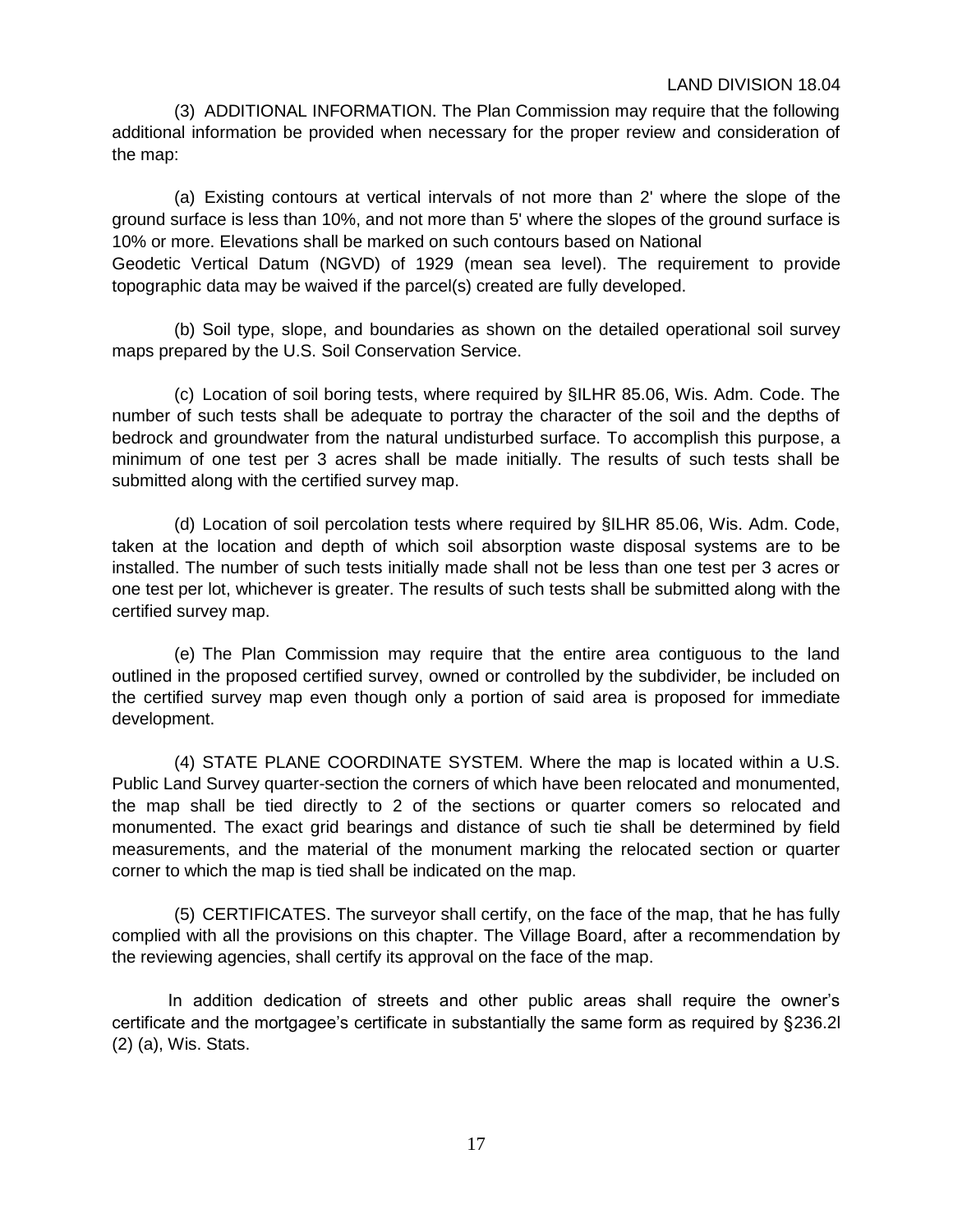(3) ADDITIONAL INFORMATION. The Plan Commission may require that the following additional information be provided when necessary for the proper review and consideration of the map:

(a) Existing contours at vertical intervals of not more than 2' where the slope of the ground surface is less than 10%, and not more than 5' where the slopes of the ground surface is 10% or more. Elevations shall be marked on such contours based on National Geodetic Vertical Datum (NGVD) of 1929 (mean sea level). The requirement to provide topographic data may be waived if the parcel(s) created are fully developed.

(b) Soil type, slope, and boundaries as shown on the detailed operational soil survey maps prepared by the U.S. Soil Conservation Service.

(c) Location of soil boring tests, where required by §ILHR 85.06, Wis. Adm. Code. The number of such tests shall be adequate to portray the character of the soil and the depths of bedrock and groundwater from the natural undisturbed surface. To accomplish this purpose, a minimum of one test per 3 acres shall be made initially. The results of such tests shall be submitted along with the certified survey map.

(d) Location of soil percolation tests where required by §ILHR 85.06, Wis. Adm. Code, taken at the location and depth of which soil absorption waste disposal systems are to be installed. The number of such tests initially made shall not be less than one test per 3 acres or one test per lot, whichever is greater. The results of such tests shall be submitted along with the certified survey map.

(e) The Plan Commission may require that the entire area contiguous to the land outlined in the proposed certified survey, owned or controlled by the subdivider, be included on the certified survey map even though only a portion of said area is proposed for immediate development.

(4) STATE PLANE COORDINATE SYSTEM. Where the map is located within a U.S. Public Land Survey quarter-section the corners of which have been relocated and monumented, the map shall be tied directly to 2 of the sections or quarter comers so relocated and monumented. The exact grid bearings and distance of such tie shall be determined by field measurements, and the material of the monument marking the relocated section or quarter corner to which the map is tied shall be indicated on the map.

(5) CERTIFICATES. The surveyor shall certify, on the face of the map, that he has fully complied with all the provisions on this chapter. The Village Board, after a recommendation by the reviewing agencies, shall certify its approval on the face of the map.

In addition dedication of streets and other public areas shall require the owner's certificate and the mortgagee's certificate in substantially the same form as required by §236.2l (2) (a), Wis. Stats.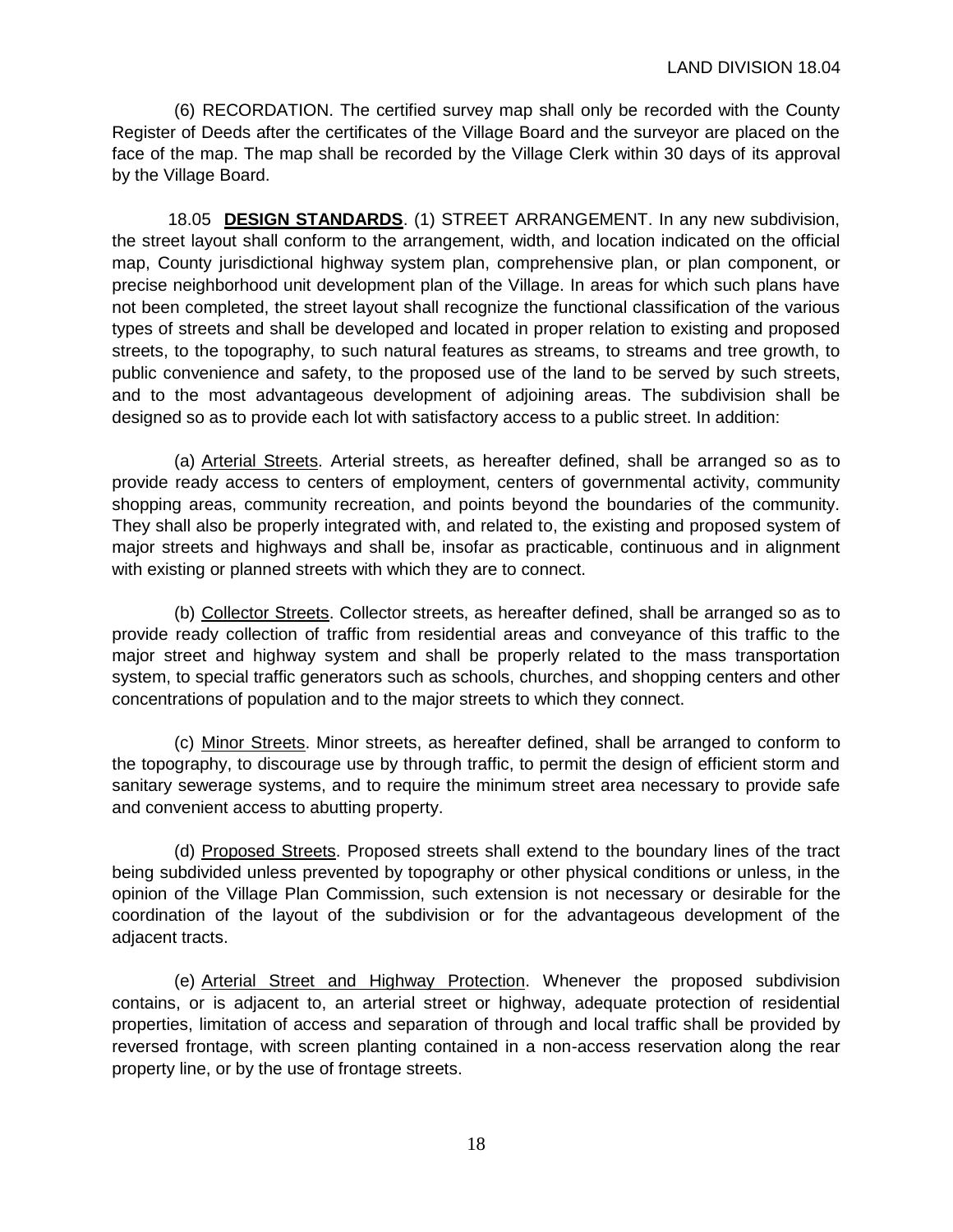(6) RECORDATION. The certified survey map shall only be recorded with the County Register of Deeds after the certificates of the Village Board and the surveyor are placed on the face of the map. The map shall be recorded by the Village Clerk within 30 days of its approval by the Village Board.

18.05 **DESIGN STANDARDS**. (1) STREET ARRANGEMENT. In any new subdivision, the street layout shall conform to the arrangement, width, and location indicated on the official map, County jurisdictional highway system plan, comprehensive plan, or plan component, or precise neighborhood unit development plan of the Village. In areas for which such plans have not been completed, the street layout shall recognize the functional classification of the various types of streets and shall be developed and located in proper relation to existing and proposed streets, to the topography, to such natural features as streams, to streams and tree growth, to public convenience and safety, to the proposed use of the land to be served by such streets, and to the most advantageous development of adjoining areas. The subdivision shall be designed so as to provide each lot with satisfactory access to a public street. In addition:

(a) Arterial Streets. Arterial streets, as hereafter defined, shall be arranged so as to provide ready access to centers of employment, centers of governmental activity, community shopping areas, community recreation, and points beyond the boundaries of the community. They shall also be properly integrated with, and related to, the existing and proposed system of major streets and highways and shall be, insofar as practicable, continuous and in alignment with existing or planned streets with which they are to connect.

(b) Collector Streets. Collector streets, as hereafter defined, shall be arranged so as to provide ready collection of traffic from residential areas and conveyance of this traffic to the major street and highway system and shall be properly related to the mass transportation system, to special traffic generators such as schools, churches, and shopping centers and other concentrations of population and to the major streets to which they connect.

(c) Minor Streets. Minor streets, as hereafter defined, shall be arranged to conform to the topography, to discourage use by through traffic, to permit the design of efficient storm and sanitary sewerage systems, and to require the minimum street area necessary to provide safe and convenient access to abutting property.

(d) Proposed Streets. Proposed streets shall extend to the boundary lines of the tract being subdivided unless prevented by topography or other physical conditions or unless, in the opinion of the Village Plan Commission, such extension is not necessary or desirable for the coordination of the layout of the subdivision or for the advantageous development of the adjacent tracts.

(e) Arterial Street and Highway Protection. Whenever the proposed subdivision contains, or is adjacent to, an arterial street or highway, adequate protection of residential properties, limitation of access and separation of through and local traffic shall be provided by reversed frontage, with screen planting contained in a non-access reservation along the rear property line, or by the use of frontage streets.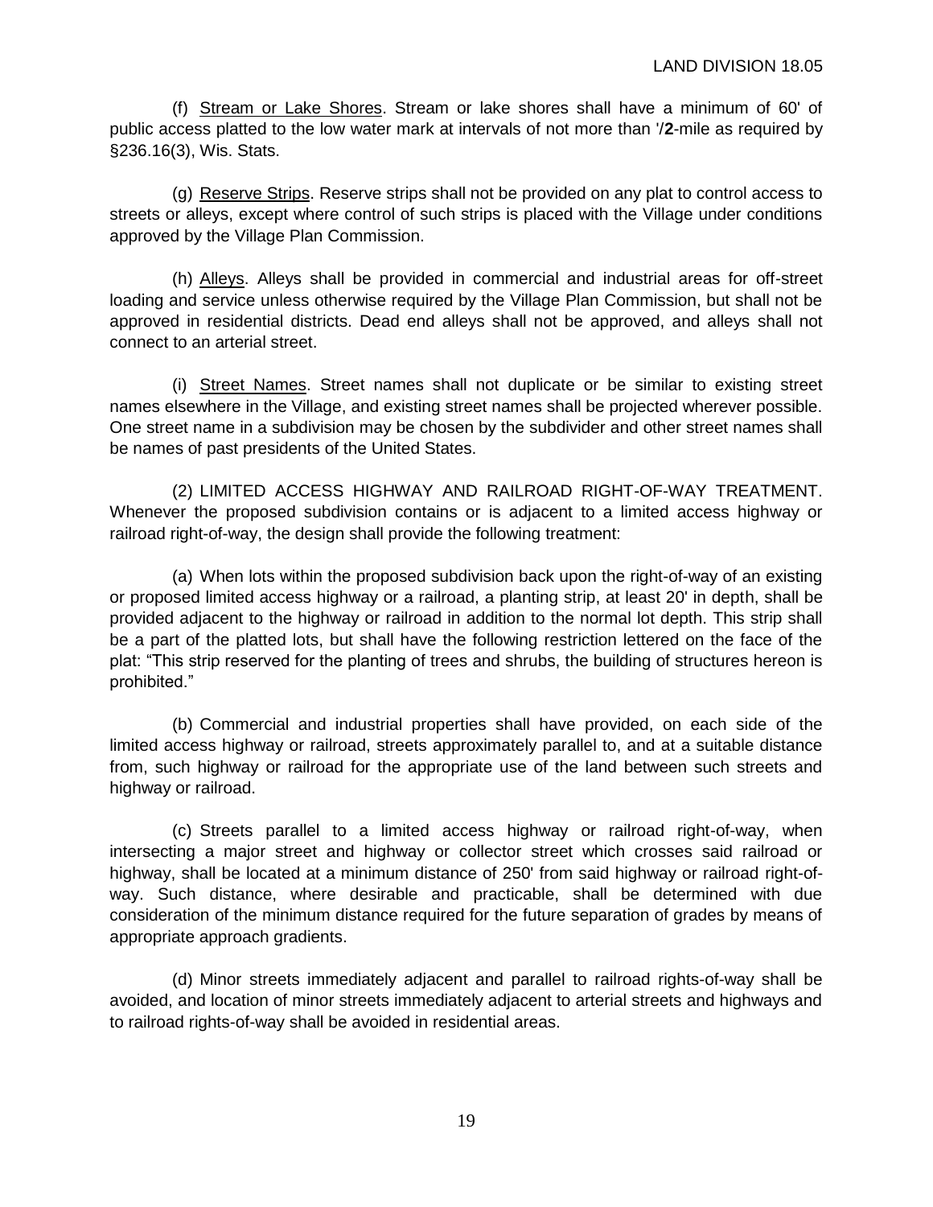(f) Stream or Lake Shores. Stream or lake shores shall have a minimum of 60' of public access platted to the low water mark at intervals of not more than '/**2**-mile as required by §236.16(3), Wis. Stats.

(g) Reserve Strips. Reserve strips shall not be provided on any plat to control access to streets or alleys, except where control of such strips is placed with the Village under conditions approved by the Village Plan Commission.

(h) Alleys. Alleys shall be provided in commercial and industrial areas for off-street loading and service unless otherwise required by the Village Plan Commission, but shall not be approved in residential districts. Dead end alleys shall not be approved, and alleys shall not connect to an arterial street.

(i) Street Names. Street names shall not duplicate or be similar to existing street names elsewhere in the Village, and existing street names shall be projected wherever possible. One street name in a subdivision may be chosen by the subdivider and other street names shall be names of past presidents of the United States.

(2) LIMITED ACCESS HIGHWAY AND RAILROAD RIGHT-OF-WAY TREATMENT. Whenever the proposed subdivision contains or is adjacent to a limited access highway or railroad right-of-way, the design shall provide the following treatment:

(a) When lots within the proposed subdivision back upon the right-of-way of an existing or proposed limited access highway or a railroad, a planting strip, at least 20' in depth, shall be provided adjacent to the highway or railroad in addition to the normal lot depth. This strip shall be a part of the platted lots, but shall have the following restriction lettered on the face of the plat: "This strip reserved for the planting of trees and shrubs, the building of structures hereon is prohibited."

(b) Commercial and industrial properties shall have provided, on each side of the limited access highway or railroad, streets approximately parallel to, and at a suitable distance from, such highway or railroad for the appropriate use of the land between such streets and highway or railroad.

(c) Streets parallel to a limited access highway or railroad right-of-way, when intersecting a major street and highway or collector street which crosses said railroad or highway, shall be located at a minimum distance of 250' from said highway or railroad right-of-way. Such distance, where desirable and practicable, shall be determined with due consideration of the minimum distance required for the future separation of grades by means of appropriate approach gradients.

(d) Minor streets immediately adjacent and parallel to railroad rights-of-way shall be avoided, and location of minor streets immediately adjacent to arterial streets and highways and to railroad rights-of-way shall be avoided in residential areas.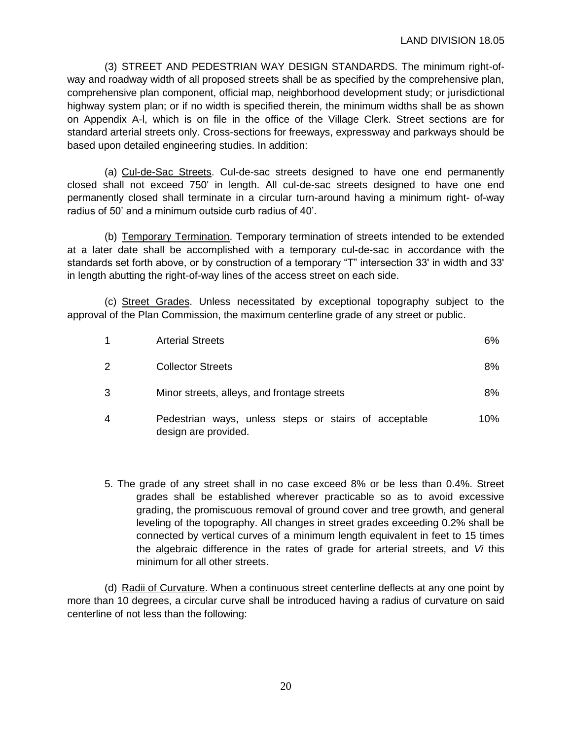(3) STREET AND PEDESTRIAN WAY DESIGN STANDARDS. The minimum right-of-way and roadway width of all proposed streets shall be as specified by the comprehensive plan, comprehensive plan component, official map, neighborhood development study; or jurisdictional highway system plan; or if no width is specified therein, the minimum widths shall be as shown on Appendix A-l, which is on file in the office of the Village Clerk. Street sections are for standard arterial streets only. Cross-sections for freeways, expressway and parkways should be based upon detailed engineering studies. In addition:

(a) Cul-de-Sac Streets. Cul-de-sac streets designed to have one end permanently closed shall not exceed 750' in length. All cul-de-sac streets designed to have one end permanently closed shall terminate in a circular turn-around having a minimum right- of-way radius of 50’ and a minimum outside curb radius of 40’.

(b) Temporary Termination. Temporary termination of streets intended to be extended at a later date shall be accomplished with a temporary cul-de-sac in accordance with the standards set forth above, or by construction of a temporary “T” intersection 33' in width and 33' in length abutting the right-of-way lines of the access street on each side.

(c) Street Grades. Unless necessitated by exceptional topography subject to the approval of the Plan Commission, the maximum centerline grade of any street or public.

| | | |
|---|---|---|
| 1 | Arterial Streets | 6% |
| 2 | Collector Streets | 8% |
| 3 | Minor streets, alleys, and frontage streets | 8% |
| 4 | Pedestrian ways, unless steps or stairs of acceptable design are provided. | 10% |

5. The grade of any street shall in no case exceed 8% or be less than 0.4%. Street grades shall be established wherever practicable so as to avoid excessive grading, the promiscuous removal of ground cover and tree growth, and general leveling of the topography. All changes in street grades exceeding 0.2% shall be connected by vertical curves of a minimum length equivalent in feet to 15 times the algebraic difference in the rates of grade for arterial streets, and *Vi* this minimum for all other streets.

(d) Radii of Curvature. When a continuous street centerline deflects at any one point by more than 10 degrees, a circular curve shall be introduced having a radius of curvature on said centerline of not less than the following: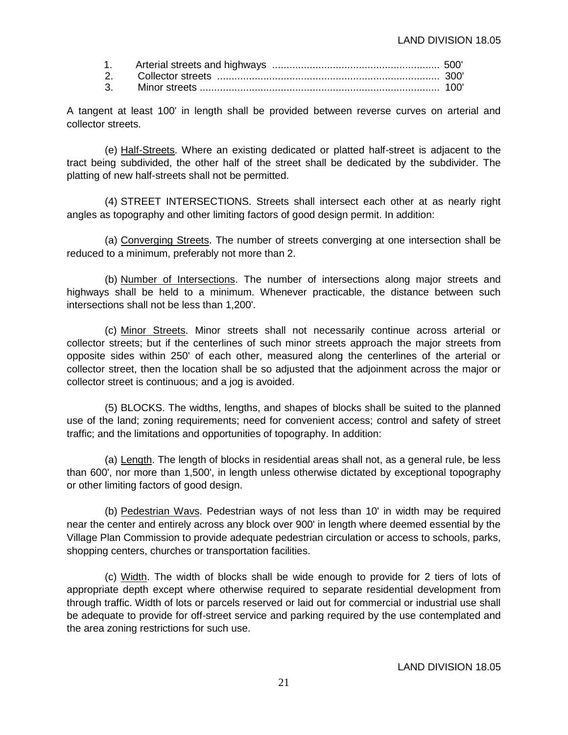1. Arterial streets and highways .......................................................... 500'
2. Collector streets ............................................................................ 300'
3. Minor streets .................................................................................. 100'

A tangent at least 100' in length shall be provided between reverse curves on arterial and collector streets.

(e) Half-Streets. Where an existing dedicated or platted half-street is adjacent to the tract being subdivided, the other half of the street shall be dedicated by the subdivider. The platting of new half-streets shall not be permitted.

(4) STREET INTERSECTIONS. Streets shall intersect each other at as nearly right angles as topography and other limiting factors of good design permit. In addition:

(a) Converging Streets. The number of streets converging at one intersection shall be reduced to a minimum, preferably not more than 2.

(b) Number of Intersections. The number of intersections along major streets and highways shall be held to a minimum. Whenever practicable, the distance between such intersections shall not be less than 1,200'.

(c) Minor Streets. Minor streets shall not necessarily continue across arterial or collector streets; but if the centerlines of such minor streets approach the major streets from opposite sides within 250' of each other, measured along the centerlines of the arterial or collector street, then the location shall be so adjusted that the adjoinment across the major or collector street is continuous; and a jog is avoided.

(5) BLOCKS. The widths, lengths, and shapes of blocks shall be suited to the planned use of the land; zoning requirements; need for convenient access; control and safety of street traffic; and the limitations and opportunities of topography. In addition:

(a) Length. The length of blocks in residential areas shall not, as a general rule, be less than 600', nor more than 1,500', in length unless otherwise dictated by exceptional topography or other limiting factors of good design.

(b) Pedestrian Wavs. Pedestrian ways of not less than 10' in width may be required near the center and entirely across any block over 900' in length where deemed essential by the Village Plan Commission to provide adequate pedestrian circulation or access to schools, parks, shopping centers, churches or transportation facilities.

(c) Width. The width of blocks shall be wide enough to provide for 2 tiers of lots of appropriate depth except where otherwise required to separate residential development from through traffic. Width of lots or parcels reserved or laid out for commercial or industrial use shall be adequate to provide for off-street service and parking required by the use contemplated and the area zoning restrictions for such use.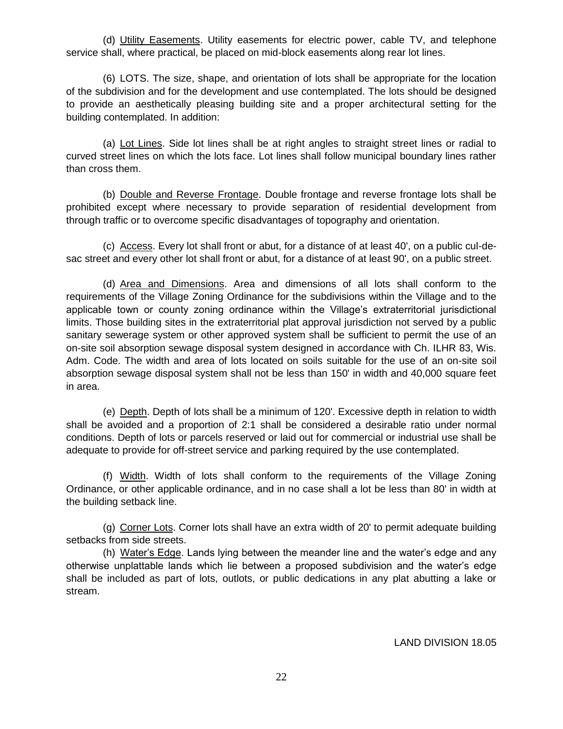(d) Utility Easements. Utility easements for electric power, cable TV, and telephone service shall, where practical, be placed on mid-block easements along rear lot lines.

(6) LOTS. The size, shape, and orientation of lots shall be appropriate for the location of the subdivision and for the development and use contemplated. The lots should be designed to provide an aesthetically pleasing building site and a proper architectural setting for the building contemplated. In addition:

(a) Lot Lines. Side lot lines shall be at right angles to straight street lines or radial to curved street lines on which the lots face. Lot lines shall follow municipal boundary lines rather than cross them.

(b) Double and Reverse Frontage. Double frontage and reverse frontage lots shall be prohibited except where necessary to provide separation of residential development from through traffic or to overcome specific disadvantages of topography and orientation.

(c) Access. Every lot shall front or abut, for a distance of at least 40', on a public cul-de-sac street and every other lot shall front or abut, for a distance of at least 90', on a public street.

(d) Area and Dimensions. Area and dimensions of all lots shall conform to the requirements of the Village Zoning Ordinance for the subdivisions within the Village and to the applicable town or county zoning ordinance within the Village's extraterritorial jurisdictional limits. Those building sites in the extraterritorial plat approval jurisdiction not served by a public sanitary sewerage system or other approved system shall be sufficient to permit the use of an on-site soil absorption sewage disposal system designed in accordance with Ch. ILHR 83, Wis. Adm. Code. The width and area of lots located on soils suitable for the use of an on-site soil absorption sewage disposal system shall not be less than 150' in width and 40,000 square feet in area.

(e) Depth. Depth of lots shall be a minimum of 120'. Excessive depth in relation to width shall be avoided and a proportion of 2:1 shall be considered a desirable ratio under normal conditions. Depth of lots or parcels reserved or laid out for commercial or industrial use shall be adequate to provide for off-street service and parking required by the use contemplated.

(f) Width. Width of lots shall conform to the requirements of the Village Zoning Ordinance, or other applicable ordinance, and in no case shall a lot be less than 80' in width at the building setback line.

(g) Corner Lots. Corner lots shall have an extra width of 20' to permit adequate building setbacks from side streets.

(h) Water's Edge. Lands lying between the meander line and the water's edge and any otherwise unplattable lands which lie between a proposed subdivision and the water's edge shall be included as part of lots, outlots, or public dedications in any plat abutting a lake or stream.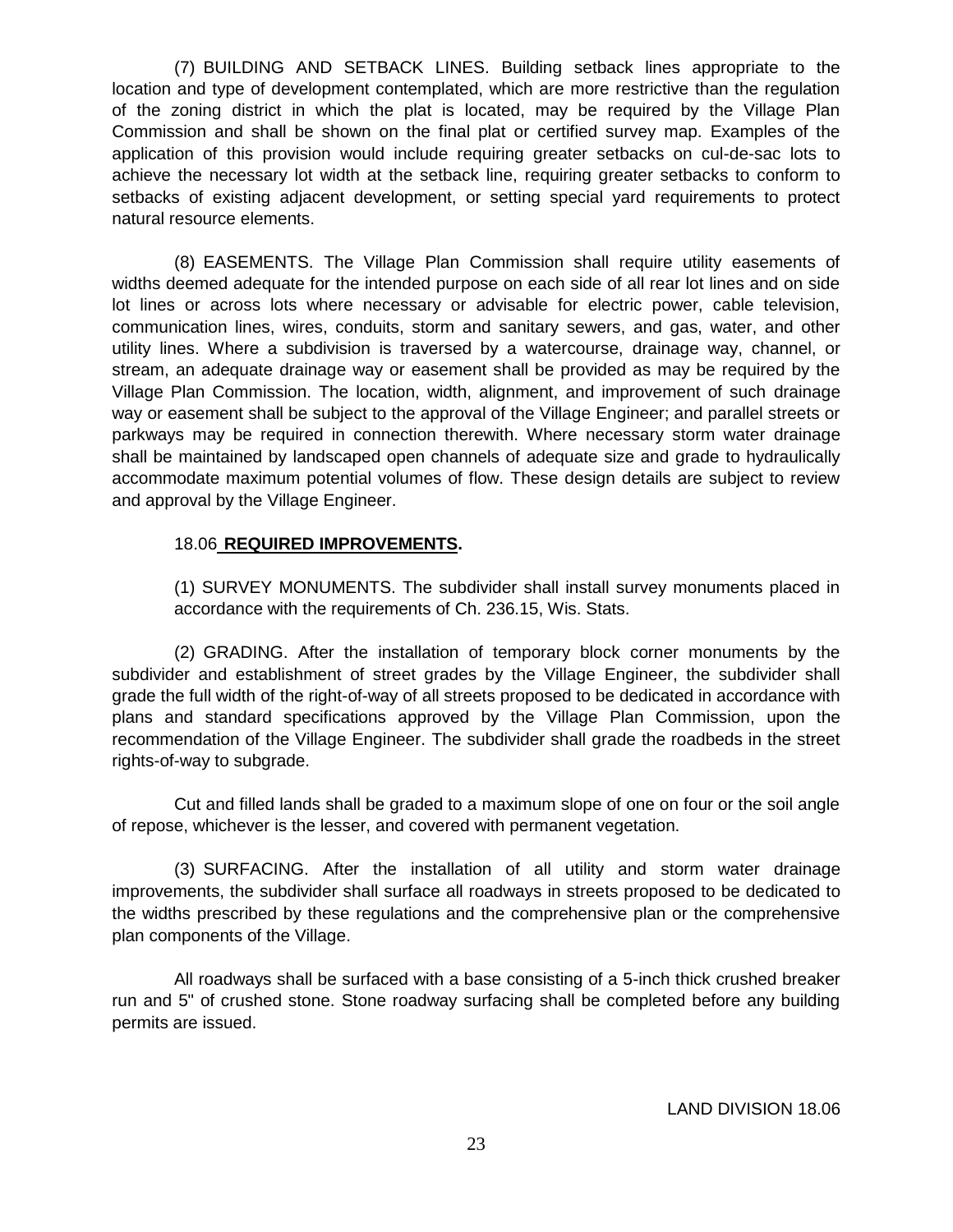(7) BUILDING AND SETBACK LINES. Building setback lines appropriate to the location and type of development contemplated, which are more restrictive than the regulation of the zoning district in which the plat is located, may be required by the Village Plan Commission and shall be shown on the final plat or certified survey map. Examples of the application of this provision would include requiring greater setbacks on cul-de-sac lots to achieve the necessary lot width at the setback line, requiring greater setbacks to conform to setbacks of existing adjacent development, or setting special yard requirements to protect natural resource elements.

(8) EASEMENTS. The Village Plan Commission shall require utility easements of widths deemed adequate for the intended purpose on each side of all rear lot lines and on side lot lines or across lots where necessary or advisable for electric power, cable television, communication lines, wires, conduits, storm and sanitary sewers, and gas, water, and other utility lines. Where a subdivision is traversed by a watercourse, drainage way, channel, or stream, an adequate drainage way or easement shall be provided as may be required by the Village Plan Commission. The location, width, alignment, and improvement of such drainage way or easement shall be subject to the approval of the Village Engineer; and parallel streets or parkways may be required in connection therewith. Where necessary storm water drainage shall be maintained by landscaped open channels of adequate size and grade to hydraulically accommodate maximum potential volumes of flow. These design details are subject to review and approval by the Village Engineer.

18.06 **REQUIRED IMPROVEMENTS.**

(1) SURVEY MONUMENTS. The subdivider shall install survey monuments placed in accordance with the requirements of Ch. 236.15, Wis. Stats.

(2) GRADING. After the installation of temporary block corner monuments by the subdivider and establishment of street grades by the Village Engineer, the subdivider shall grade the full width of the right-of-way of all streets proposed to be dedicated in accordance with plans and standard specifications approved by the Village Plan Commission, upon the recommendation of the Village Engineer. The subdivider shall grade the roadbeds in the street rights-of-way to subgrade.

Cut and filled lands shall be graded to a maximum slope of one on four or the soil angle of repose, whichever is the lesser, and covered with permanent vegetation.

(3) SURFACING. After the installation of all utility and storm water drainage improvements, the subdivider shall surface all roadways in streets proposed to be dedicated to the widths prescribed by these regulations and the comprehensive plan or the comprehensive plan components of the Village.

All roadways shall be surfaced with a base consisting of a 5-inch thick crushed breaker run and 5" of crushed stone. Stone roadway surfacing shall be completed before any building permits are issued.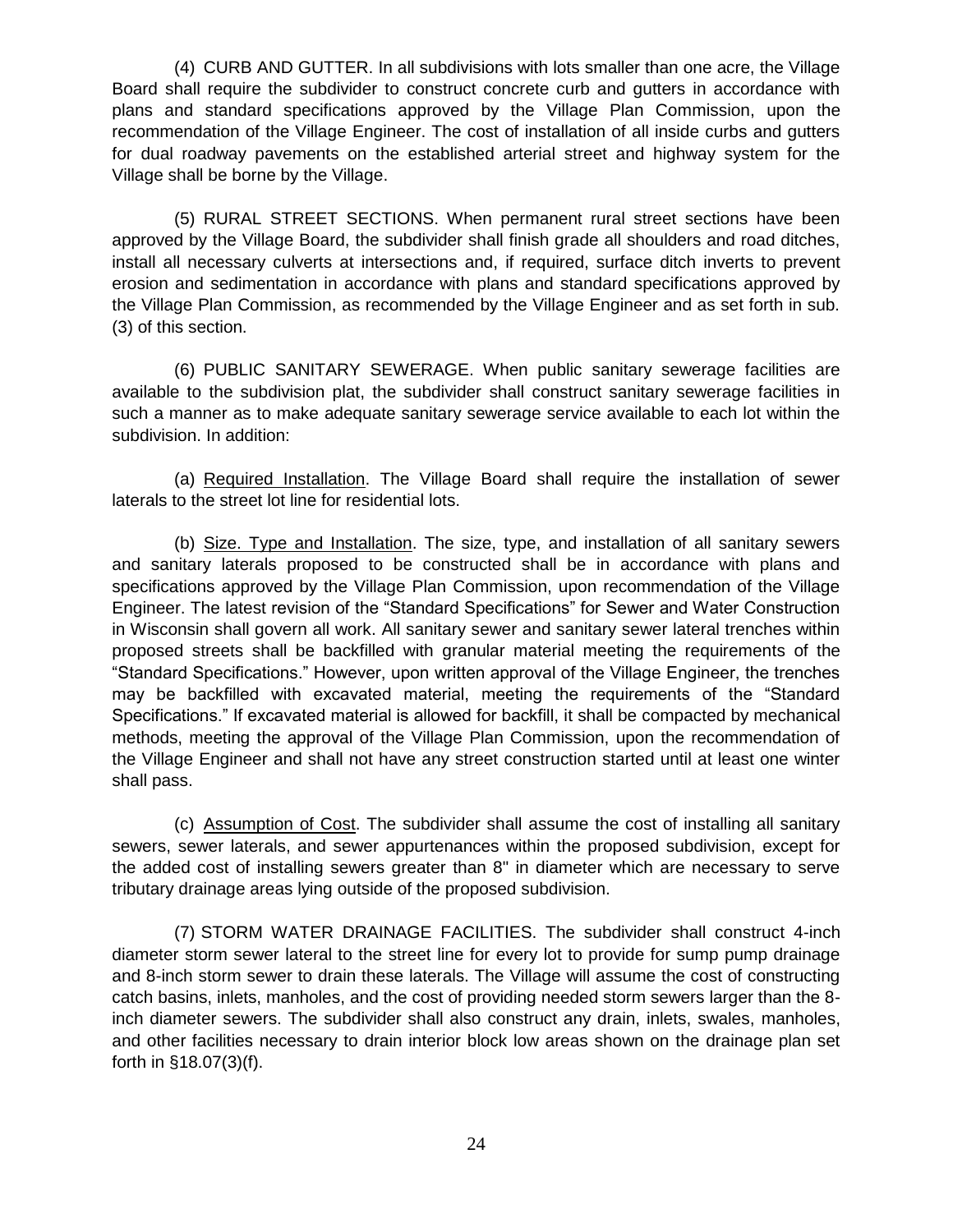(4) CURB AND GUTTER. In all subdivisions with lots smaller than one acre, the Village Board shall require the subdivider to construct concrete curb and gutters in accordance with plans and standard specifications approved by the Village Plan Commission, upon the recommendation of the Village Engineer. The cost of installation of all inside curbs and gutters for dual roadway pavements on the established arterial street and highway system for the Village shall be borne by the Village.

(5) RURAL STREET SECTIONS. When permanent rural street sections have been approved by the Village Board, the subdivider shall finish grade all shoulders and road ditches, install all necessary culverts at intersections and, if required, surface ditch inverts to prevent erosion and sedimentation in accordance with plans and standard specifications approved by the Village Plan Commission, as recommended by the Village Engineer and as set forth in sub. (3) of this section.

(6) PUBLIC SANITARY SEWERAGE. When public sanitary sewerage facilities are available to the subdivision plat, the subdivider shall construct sanitary sewerage facilities in such a manner as to make adequate sanitary sewerage service available to each lot within the subdivision. In addition:

(a) Required Installation. The Village Board shall require the installation of sewer laterals to the street lot line for residential lots.

(b) Size. Type and Installation. The size, type, and installation of all sanitary sewers and sanitary laterals proposed to be constructed shall be in accordance with plans and specifications approved by the Village Plan Commission, upon recommendation of the Village Engineer. The latest revision of the "Standard Specifications" for Sewer and Water Construction in Wisconsin shall govern all work. All sanitary sewer and sanitary sewer lateral trenches within proposed streets shall be backfilled with granular material meeting the requirements of the "Standard Specifications." However, upon written approval of the Village Engineer, the trenches may be backfilled with excavated material, meeting the requirements of the "Standard Specifications." If excavated material is allowed for backfill, it shall be compacted by mechanical methods, meeting the approval of the Village Plan Commission, upon the recommendation of the Village Engineer and shall not have any street construction started until at least one winter shall pass.

(c) Assumption of Cost. The subdivider shall assume the cost of installing all sanitary sewers, sewer laterals, and sewer appurtenances within the proposed subdivision, except for the added cost of installing sewers greater than 8" in diameter which are necessary to serve tributary drainage areas lying outside of the proposed subdivision.

(7) STORM WATER DRAINAGE FACILITIES. The subdivider shall construct 4-inch diameter storm sewer lateral to the street line for every lot to provide for sump pump drainage and 8-inch storm sewer to drain these laterals. The Village will assume the cost of constructing catch basins, inlets, manholes, and the cost of providing needed storm sewers larger than the 8-inch diameter sewers. The subdivider shall also construct any drain, inlets, swales, manholes, and other facilities necessary to drain interior block low areas shown on the drainage plan set forth in §18.07(3)(f).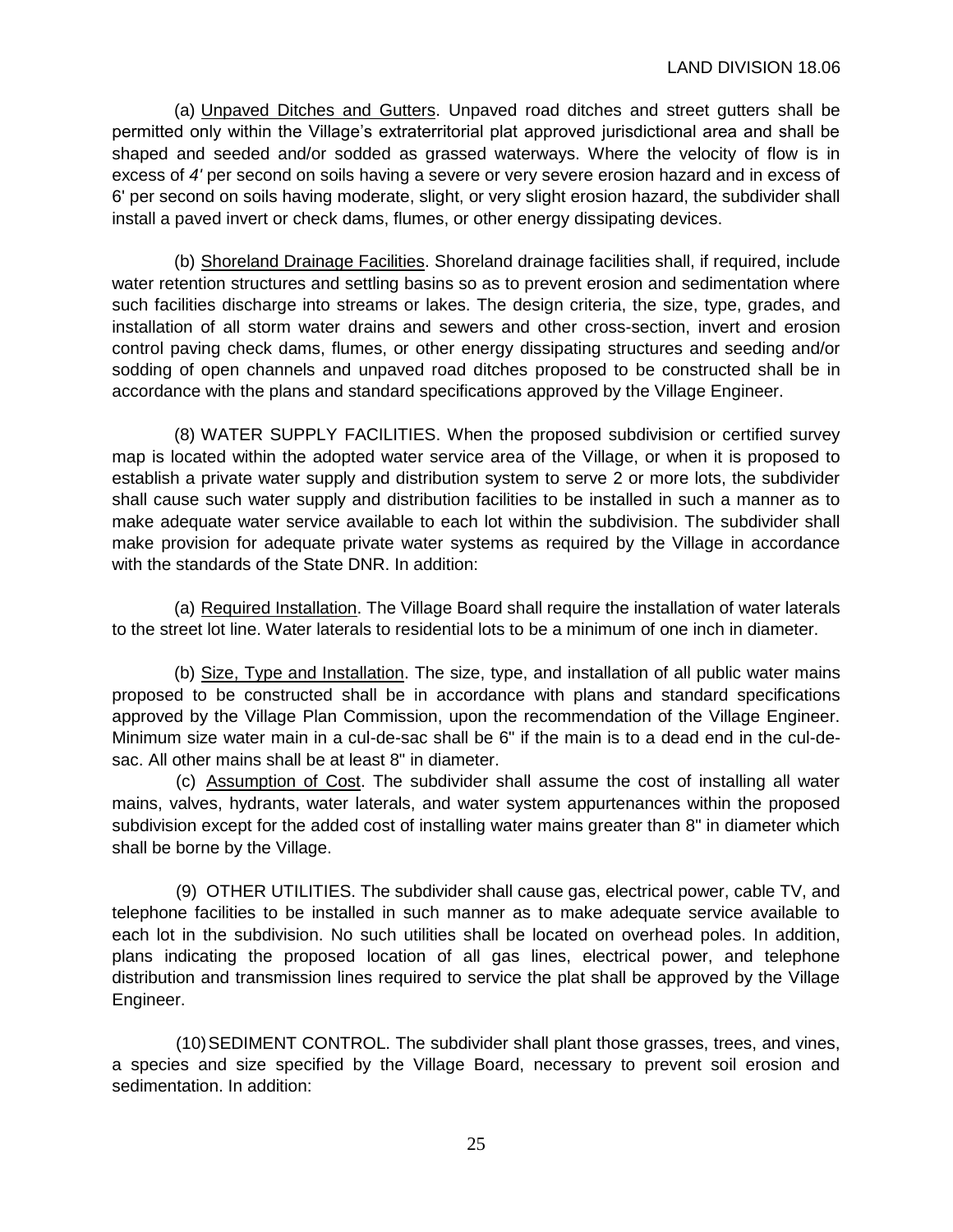(a) Unpaved Ditches and Gutters. Unpaved road ditches and street gutters shall be permitted only within the Village's extraterritorial plat approved jurisdictional area and shall be shaped and seeded and/or sodded as grassed waterways. Where the velocity of flow is in excess of *4'* per second on soils having a severe or very severe erosion hazard and in excess of 6' per second on soils having moderate, slight, or very slight erosion hazard, the subdivider shall install a paved invert or check dams, flumes, or other energy dissipating devices.

(b) Shoreland Drainage Facilities. Shoreland drainage facilities shall, if required, include water retention structures and settling basins so as to prevent erosion and sedimentation where such facilities discharge into streams or lakes. The design criteria, the size, type, grades, and installation of all storm water drains and sewers and other cross-section, invert and erosion control paving check dams, flumes, or other energy dissipating structures and seeding and/or sodding of open channels and unpaved road ditches proposed to be constructed shall be in accordance with the plans and standard specifications approved by the Village Engineer.

(8) WATER SUPPLY FACILITIES. When the proposed subdivision or certified survey map is located within the adopted water service area of the Village, or when it is proposed to establish a private water supply and distribution system to serve 2 or more lots, the subdivider shall cause such water supply and distribution facilities to be installed in such a manner as to make adequate water service available to each lot within the subdivision. The subdivider shall make provision for adequate private water systems as required by the Village in accordance with the standards of the State DNR. In addition:

(a) Required Installation. The Village Board shall require the installation of water laterals to the street lot line. Water laterals to residential lots to be a minimum of one inch in diameter.

(b) Size, Type and Installation. The size, type, and installation of all public water mains proposed to be constructed shall be in accordance with plans and standard specifications approved by the Village Plan Commission, upon the recommendation of the Village Engineer. Minimum size water main in a cul-de-sac shall be 6" if the main is to a dead end in the cul-de-sac. All other mains shall be at least 8" in diameter.

(c) Assumption of Cost. The subdivider shall assume the cost of installing all water mains, valves, hydrants, water laterals, and water system appurtenances within the proposed subdivision except for the added cost of installing water mains greater than 8" in diameter which shall be borne by the Village.

(9) OTHER UTILITIES. The subdivider shall cause gas, electrical power, cable TV, and telephone facilities to be installed in such manner as to make adequate service available to each lot in the subdivision. No such utilities shall be located on overhead poles. In addition, plans indicating the proposed location of all gas lines, electrical power, and telephone distribution and transmission lines required to service the plat shall be approved by the Village Engineer.

(10) SEDIMENT CONTROL. The subdivider shall plant those grasses, trees, and vines, a species and size specified by the Village Board, necessary to prevent soil erosion and sedimentation. In addition: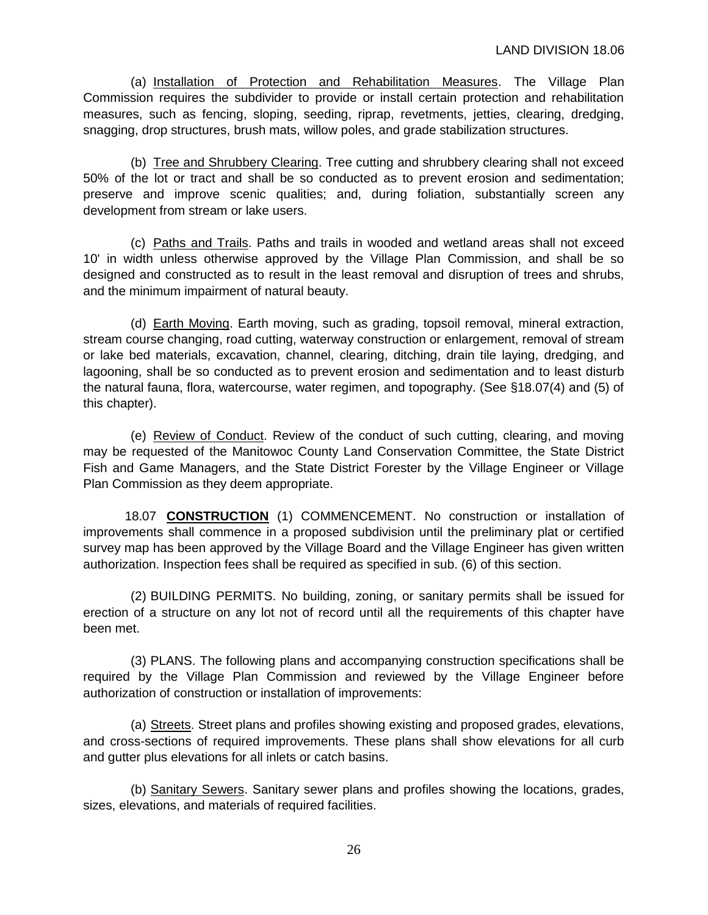(a) Installation of Protection and Rehabilitation Measures. The Village Plan Commission requires the subdivider to provide or install certain protection and rehabilitation measures, such as fencing, sloping, seeding, riprap, revetments, jetties, clearing, dredging, snagging, drop structures, brush mats, willow poles, and grade stabilization structures.

(b) Tree and Shrubbery Clearing. Tree cutting and shrubbery clearing shall not exceed 50% of the lot or tract and shall be so conducted as to prevent erosion and sedimentation; preserve and improve scenic qualities; and, during foliation, substantially screen any development from stream or lake users.

(c) Paths and Trails. Paths and trails in wooded and wetland areas shall not exceed 10' in width unless otherwise approved by the Village Plan Commission, and shall be so designed and constructed as to result in the least removal and disruption of trees and shrubs, and the minimum impairment of natural beauty.

(d) Earth Moving. Earth moving, such as grading, topsoil removal, mineral extraction, stream course changing, road cutting, waterway construction or enlargement, removal of stream or lake bed materials, excavation, channel, clearing, ditching, drain tile laying, dredging, and lagooning, shall be so conducted as to prevent erosion and sedimentation and to least disturb the natural fauna, flora, watercourse, water regimen, and topography. (See §18.07(4) and (5) of this chapter).

(e) Review of Conduct. Review of the conduct of such cutting, clearing, and moving may be requested of the Manitowoc County Land Conservation Committee, the State District Fish and Game Managers, and the State District Forester by the Village Engineer or Village Plan Commission as they deem appropriate.

18.07 **CONSTRUCTION** (1) COMMENCEMENT. No construction or installation of improvements shall commence in a proposed subdivision until the preliminary plat or certified survey map has been approved by the Village Board and the Village Engineer has given written authorization. Inspection fees shall be required as specified in sub. (6) of this section.

(2) BUILDING PERMITS. No building, zoning, or sanitary permits shall be issued for erection of a structure on any lot not of record until all the requirements of this chapter have been met.

(3) PLANS. The following plans and accompanying construction specifications shall be required by the Village Plan Commission and reviewed by the Village Engineer before authorization of construction or installation of improvements:

(a) Streets. Street plans and profiles showing existing and proposed grades, elevations, and cross-sections of required improvements. These plans shall show elevations for all curb and gutter plus elevations for all inlets or catch basins.

(b) Sanitary Sewers. Sanitary sewer plans and profiles showing the locations, grades, sizes, elevations, and materials of required facilities.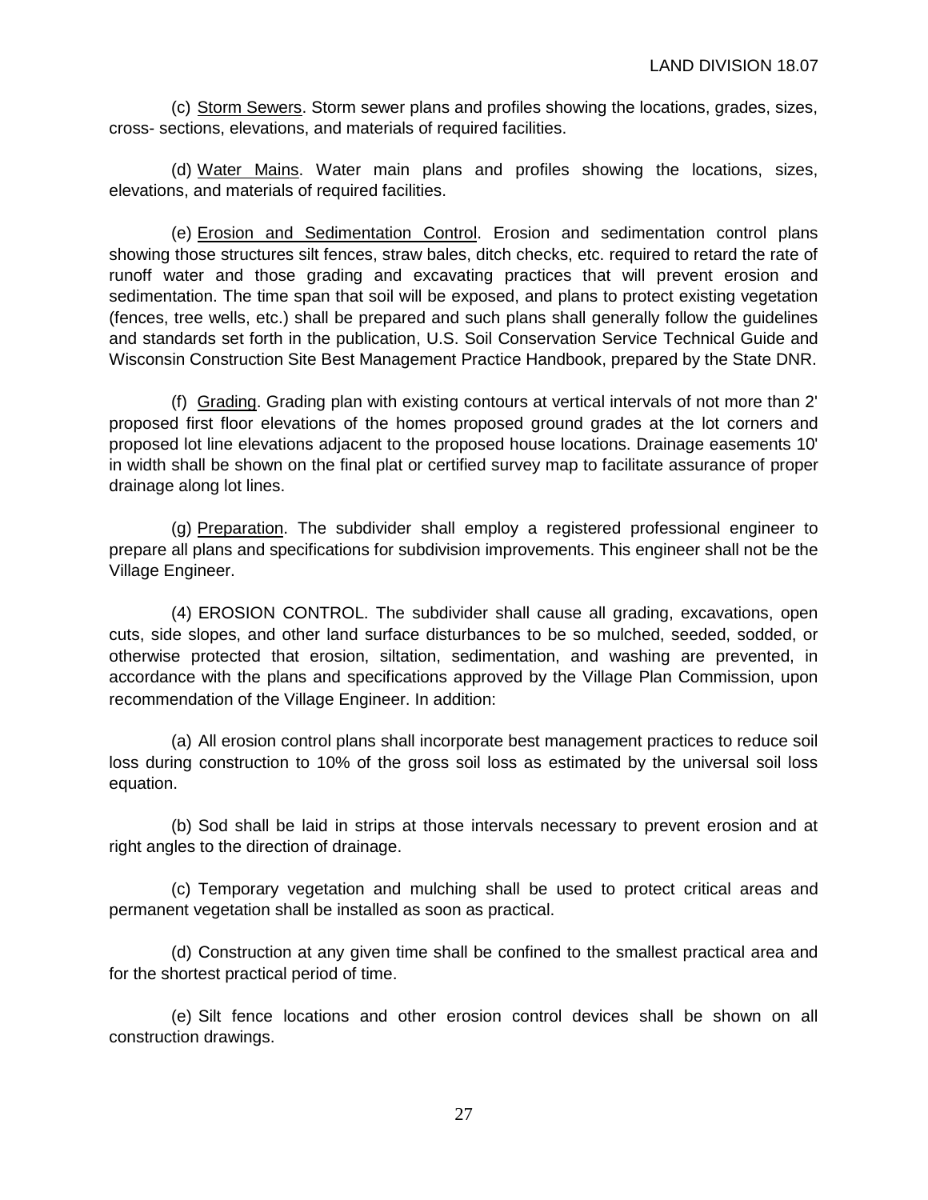(c) Storm Sewers. Storm sewer plans and profiles showing the locations, grades, sizes, cross- sections, elevations, and materials of required facilities.

(d) Water Mains. Water main plans and profiles showing the locations, sizes, elevations, and materials of required facilities.

(e) Erosion and Sedimentation Control. Erosion and sedimentation control plans showing those structures silt fences, straw bales, ditch checks, etc. required to retard the rate of runoff water and those grading and excavating practices that will prevent erosion and sedimentation. The time span that soil will be exposed, and plans to protect existing vegetation (fences, tree wells, etc.) shall be prepared and such plans shall generally follow the guidelines and standards set forth in the publication, U.S. Soil Conservation Service Technical Guide and Wisconsin Construction Site Best Management Practice Handbook, prepared by the State DNR.

(f) Grading. Grading plan with existing contours at vertical intervals of not more than 2' proposed first floor elevations of the homes proposed ground grades at the lot corners and proposed lot line elevations adjacent to the proposed house locations. Drainage easements 10' in width shall be shown on the final plat or certified survey map to facilitate assurance of proper drainage along lot lines.

(g) Preparation. The subdivider shall employ a registered professional engineer to prepare all plans and specifications for subdivision improvements. This engineer shall not be the Village Engineer.

(4) EROSION CONTROL. The subdivider shall cause all grading, excavations, open cuts, side slopes, and other land surface disturbances to be so mulched, seeded, sodded, or otherwise protected that erosion, siltation, sedimentation, and washing are prevented, in accordance with the plans and specifications approved by the Village Plan Commission, upon recommendation of the Village Engineer. In addition:

(a) All erosion control plans shall incorporate best management practices to reduce soil loss during construction to 10% of the gross soil loss as estimated by the universal soil loss equation.

(b) Sod shall be laid in strips at those intervals necessary to prevent erosion and at right angles to the direction of drainage.

(c) Temporary vegetation and mulching shall be used to protect critical areas and permanent vegetation shall be installed as soon as practical.

(d) Construction at any given time shall be confined to the smallest practical area and for the shortest practical period of time.

(e) Silt fence locations and other erosion control devices shall be shown on all construction drawings.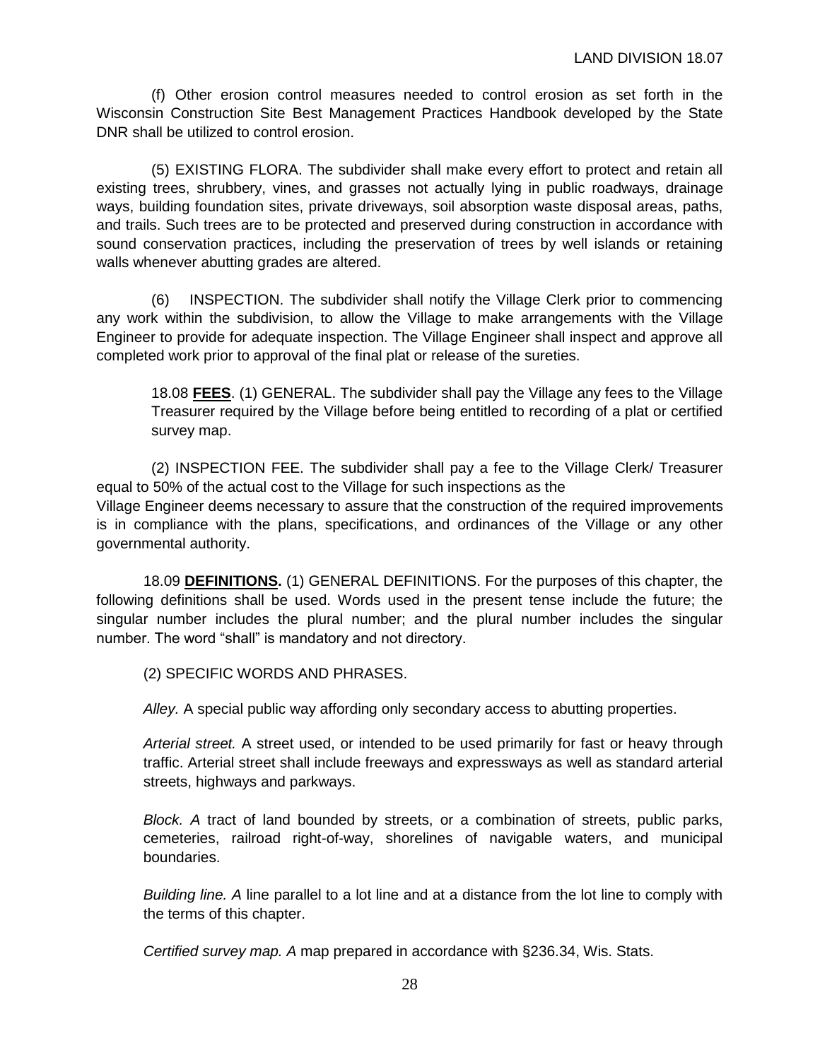(f) Other erosion control measures needed to control erosion as set forth in the Wisconsin Construction Site Best Management Practices Handbook developed by the State DNR shall be utilized to control erosion.

(5) EXISTING FLORA. The subdivider shall make every effort to protect and retain all existing trees, shrubbery, vines, and grasses not actually lying in public roadways, drainage ways, building foundation sites, private driveways, soil absorption waste disposal areas, paths, and trails. Such trees are to be protected and preserved during construction in accordance with sound conservation practices, including the preservation of trees by well islands or retaining walls whenever abutting grades are altered.

(6) INSPECTION. The subdivider shall notify the Village Clerk prior to commencing any work within the subdivision, to allow the Village to make arrangements with the Village Engineer to provide for adequate inspection. The Village Engineer shall inspect and approve all completed work prior to approval of the final plat or release of the sureties.

18.08 **FEES**. (1) GENERAL. The subdivider shall pay the Village any fees to the Village Treasurer required by the Village before being entitled to recording of a plat or certified survey map.

(2) INSPECTION FEE. The subdivider shall pay a fee to the Village Clerk/ Treasurer equal to 50% of the actual cost to the Village for such inspections as the Village Engineer deems necessary to assure that the construction of the required improvements is in compliance with the plans, specifications, and ordinances of the Village or any other governmental authority.

18.09 **DEFINITIONS.** (1) GENERAL DEFINITIONS. For the purposes of this chapter, the following definitions shall be used. Words used in the present tense include the future; the singular number includes the plural number; and the plural number includes the singular number. The word "shall" is mandatory and not directory.

(2) SPECIFIC WORDS AND PHRASES.

*Alley.* A special public way affording only secondary access to abutting properties.

*Arterial street.* A street used, or intended to be used primarily for fast or heavy through traffic. Arterial street shall include freeways and expressways as well as standard arterial streets, highways and parkways.

*Block. A* tract of land bounded by streets, or a combination of streets, public parks, cemeteries, railroad right-of-way, shorelines of navigable waters, and municipal boundaries.

*Building line. A* line parallel to a lot line and at a distance from the lot line to comply with the terms of this chapter.

*Certified survey map. A* map prepared in accordance with §236.34, Wis. Stats.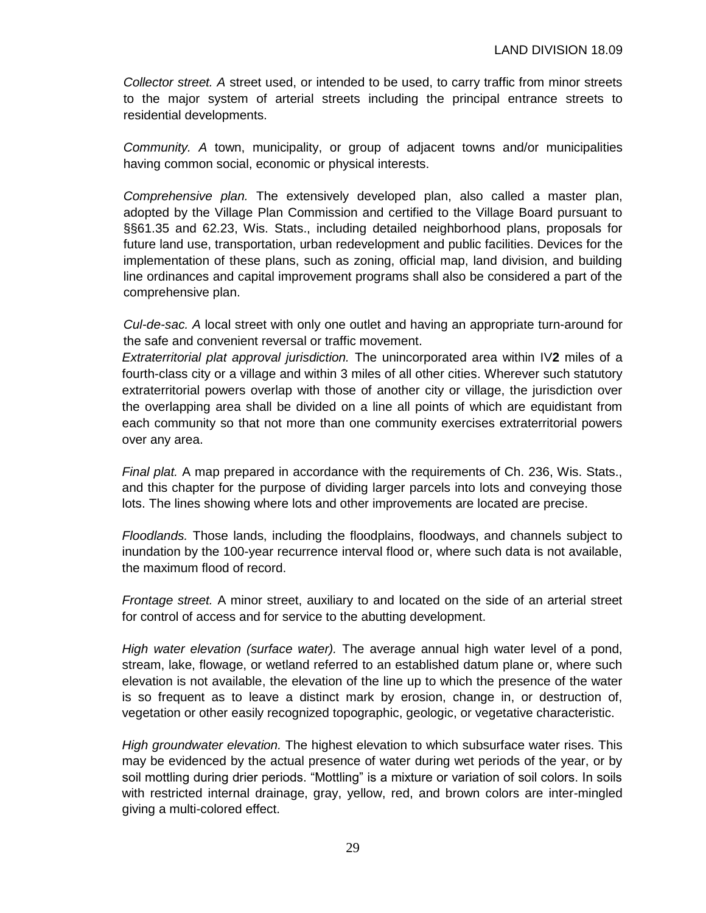*Collector street. A* street used, or intended to be used, to carry traffic from minor streets to the major system of arterial streets including the principal entrance streets to residential developments.

*Community. A* town, municipality, or group of adjacent towns and/or municipalities having common social, economic or physical interests.

*Comprehensive plan.* The extensively developed plan, also called a master plan, adopted by the Village Plan Commission and certified to the Village Board pursuant to §§61.35 and 62.23, Wis. Stats., including detailed neighborhood plans, proposals for future land use, transportation, urban redevelopment and public facilities. Devices for the implementation of these plans, such as zoning, official map, land division, and building line ordinances and capital improvement programs shall also be considered a part of the comprehensive plan.

*Cul-de-sac. A* local street with only one outlet and having an appropriate turn-around for the safe and convenient reversal or traffic movement.

*Extraterritorial plat approval jurisdiction.* The unincorporated area within IV**2** miles of a fourth-class city or a village and within 3 miles of all other cities. Wherever such statutory extraterritorial powers overlap with those of another city or village, the jurisdiction over the overlapping area shall be divided on a line all points of which are equidistant from each community so that not more than one community exercises extraterritorial powers over any area.

*Final plat.* A map prepared in accordance with the requirements of Ch. 236, Wis. Stats., and this chapter for the purpose of dividing larger parcels into lots and conveying those lots. The lines showing where lots and other improvements are located are precise.

*Floodlands.* Those lands, including the floodplains, floodways, and channels subject to inundation by the 100-year recurrence interval flood or, where such data is not available, the maximum flood of record.

*Frontage street.* A minor street, auxiliary to and located on the side of an arterial street for control of access and for service to the abutting development.

*High water elevation (surface water).* The average annual high water level of a pond, stream, lake, flowage, or wetland referred to an established datum plane or, where such elevation is not available, the elevation of the line up to which the presence of the water is so frequent as to leave a distinct mark by erosion, change in, or destruction of, vegetation or other easily recognized topographic, geologic, or vegetative characteristic.

*High groundwater elevation.* The highest elevation to which subsurface water rises. This may be evidenced by the actual presence of water during wet periods of the year, or by soil mottling during drier periods. "Mottling" is a mixture or variation of soil colors. In soils with restricted internal drainage, gray, yellow, red, and brown colors are inter-mingled giving a multi-colored effect.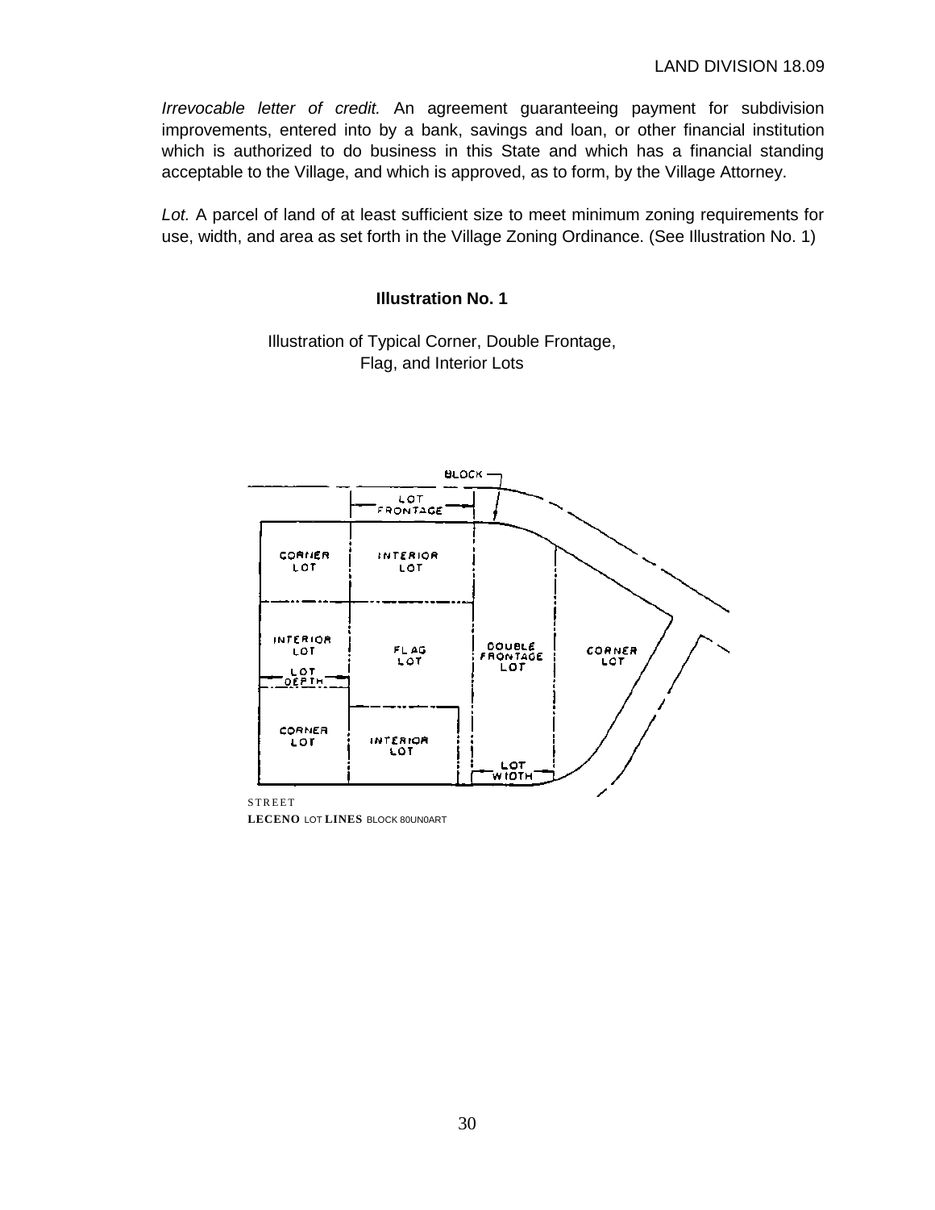*Irrevocable letter of credit.* An agreement guaranteeing payment for subdivision improvements, entered into by a bank, savings and loan, or other financial institution which is authorized to do business in this State and which has a financial standing acceptable to the Village, and which is approved, as to form, by the Village Attorney.

*Lot.* A parcel of land of at least sufficient size to meet minimum zoning requirements for use, width, and area as set forth in the Village Zoning Ordinance. (See Illustration No. 1)

**Illustration No. 1**

Illustration of Typical Corner, Double Frontage, Flag, and Interior Lots

BLOCK

LOT FRONTAGE

CORNER LOT

INTERIOR LOT

INTERIOR LOT

FLAG LOT

DOUBLE FRONTAGE LOT

CORNER LOT

LOT DEPTH

CORNER LOT

INTERIOR LOT

LOT WIDTH

STREET

**LECENO** LOT **LINES** BLOCK 80UN0ART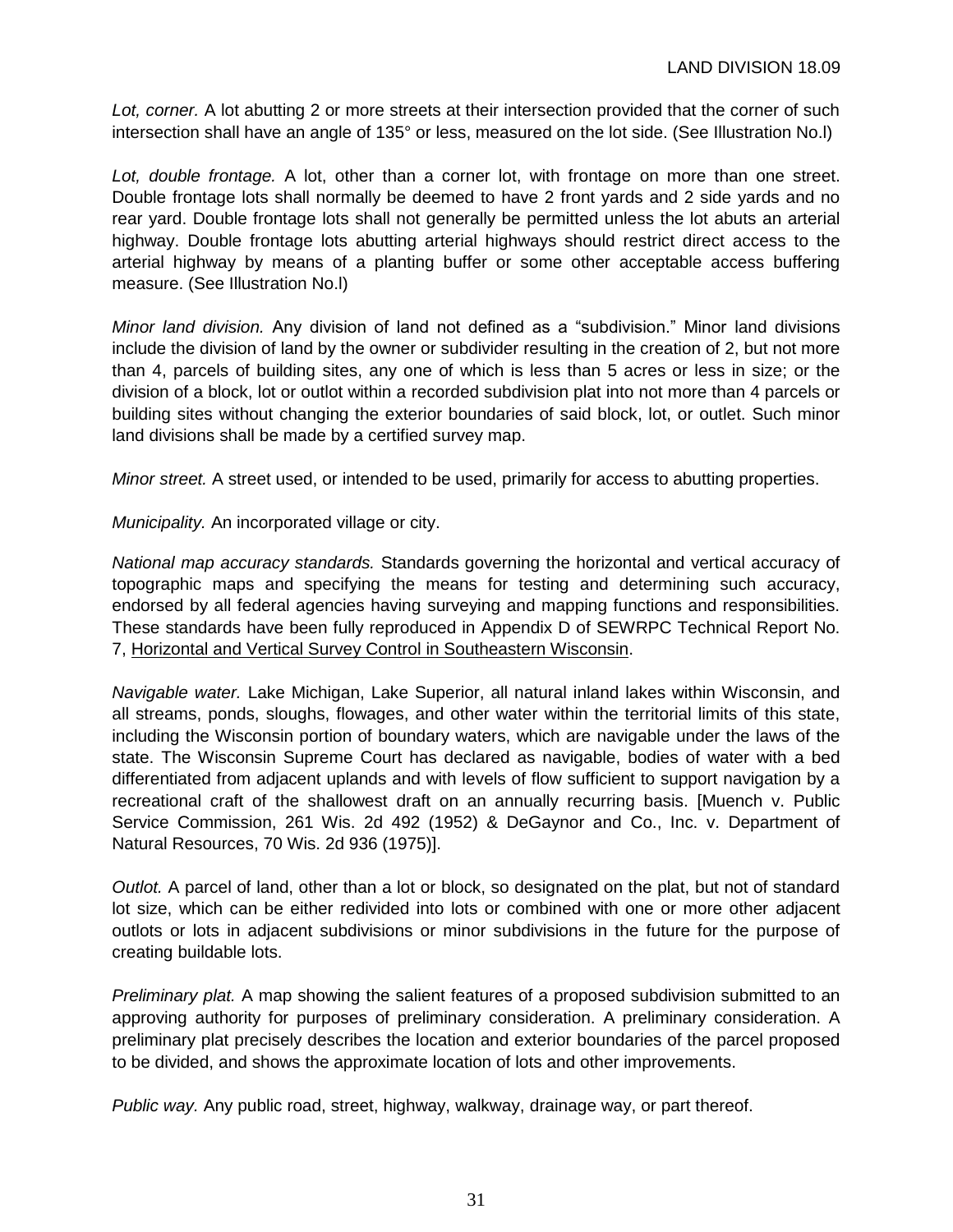*Lot, corner.* A lot abutting 2 or more streets at their intersection provided that the corner of such intersection shall have an angle of 135° or less, measured on the lot side. (See Illustration No.l)

*Lot, double frontage.* A lot, other than a corner lot, with frontage on more than one street. Double frontage lots shall normally be deemed to have 2 front yards and 2 side yards and no rear yard. Double frontage lots shall not generally be permitted unless the lot abuts an arterial highway. Double frontage lots abutting arterial highways should restrict direct access to the arterial highway by means of a planting buffer or some other acceptable access buffering measure. (See Illustration No.l)

*Minor land division.* Any division of land not defined as a "subdivision." Minor land divisions include the division of land by the owner or subdivider resulting in the creation of 2, but not more than 4, parcels of building sites, any one of which is less than 5 acres or less in size; or the division of a block, lot or outlot within a recorded subdivision plat into not more than 4 parcels or building sites without changing the exterior boundaries of said block, lot, or outlet. Such minor land divisions shall be made by a certified survey map.

*Minor street.* A street used, or intended to be used, primarily for access to abutting properties.

*Municipality.* An incorporated village or city.

*National map accuracy standards.* Standards governing the horizontal and vertical accuracy of topographic maps and specifying the means for testing and determining such accuracy, endorsed by all federal agencies having surveying and mapping functions and responsibilities. These standards have been fully reproduced in Appendix D of SEWRPC Technical Report No. 7, Horizontal and Vertical Survey Control in Southeastern Wisconsin.

*Navigable water.* Lake Michigan, Lake Superior, all natural inland lakes within Wisconsin, and all streams, ponds, sloughs, flowages, and other water within the territorial limits of this state, including the Wisconsin portion of boundary waters, which are navigable under the laws of the state. The Wisconsin Supreme Court has declared as navigable, bodies of water with a bed differentiated from adjacent uplands and with levels of flow sufficient to support navigation by a recreational craft of the shallowest draft on an annually recurring basis. [Muench v. Public Service Commission, 261 Wis. 2d 492 (1952) & DeGaynor and Co., Inc. v. Department of Natural Resources, 70 Wis. 2d 936 (1975)].

*Outlot.* A parcel of land, other than a lot or block, so designated on the plat, but not of standard lot size, which can be either redivided into lots or combined with one or more other adjacent outlots or lots in adjacent subdivisions or minor subdivisions in the future for the purpose of creating buildable lots.

*Preliminary plat.* A map showing the salient features of a proposed subdivision submitted to an approving authority for purposes of preliminary consideration. A preliminary consideration. A preliminary plat precisely describes the location and exterior boundaries of the parcel proposed to be divided, and shows the approximate location of lots and other improvements.

*Public way.* Any public road, street, highway, walkway, drainage way, or part thereof.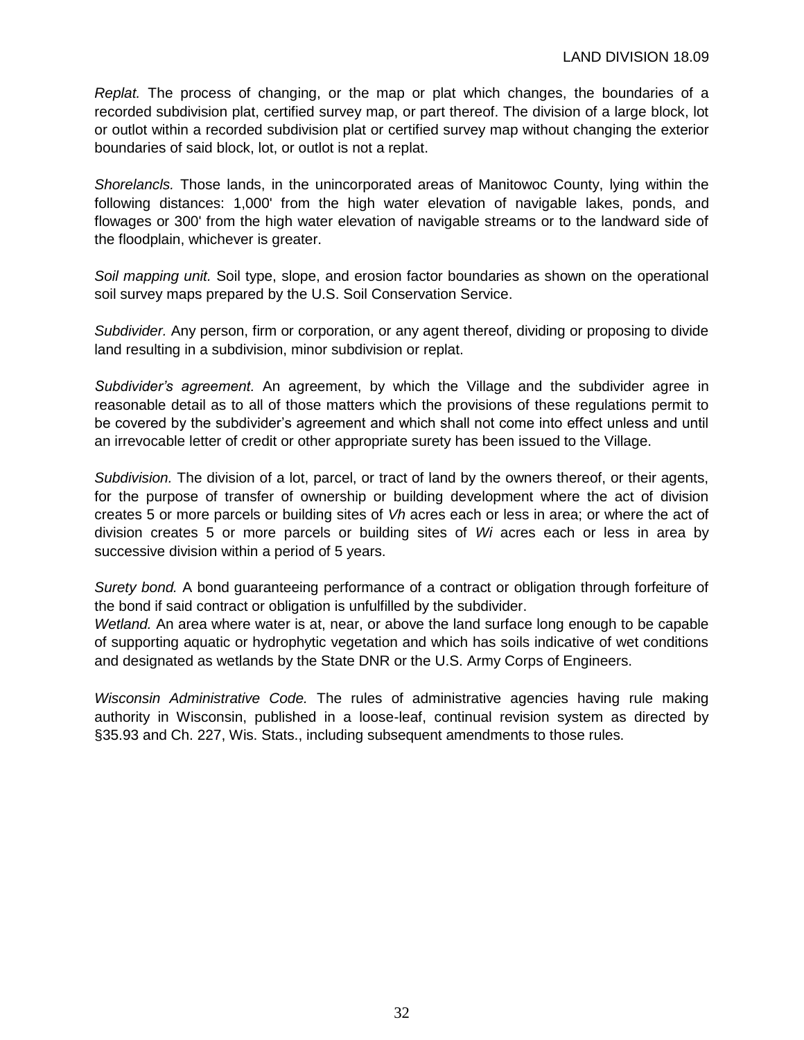*Replat.* The process of changing, or the map or plat which changes, the boundaries of a recorded subdivision plat, certified survey map, or part thereof. The division of a large block, lot or outlot within a recorded subdivision plat or certified survey map without changing the exterior boundaries of said block, lot, or outlot is not a replat.

*Shorelancls.* Those lands, in the unincorporated areas of Manitowoc County, lying within the following distances: 1,000' from the high water elevation of navigable lakes, ponds, and flowages or 300' from the high water elevation of navigable streams or to the landward side of the floodplain, whichever is greater.

*Soil mapping unit.* Soil type, slope, and erosion factor boundaries as shown on the operational soil survey maps prepared by the U.S. Soil Conservation Service.

*Subdivider.* Any person, firm or corporation, or any agent thereof, dividing or proposing to divide land resulting in a subdivision, minor subdivision or replat.

*Subdivider's agreement.* An agreement, by which the Village and the subdivider agree in reasonable detail as to all of those matters which the provisions of these regulations permit to be covered by the subdivider's agreement and which shall not come into effect unless and until an irrevocable letter of credit or other appropriate surety has been issued to the Village.

*Subdivision.* The division of a lot, parcel, or tract of land by the owners thereof, or their agents, for the purpose of transfer of ownership or building development where the act of division creates 5 or more parcels or building sites of *Vh* acres each or less in area; or where the act of division creates 5 or more parcels or building sites of *Wi* acres each or less in area by successive division within a period of 5 years.

*Surety bond.* A bond guaranteeing performance of a contract or obligation through forfeiture of the bond if said contract or obligation is unfulfilled by the subdivider.
*Wetland.* An area where water is at, near, or above the land surface long enough to be capable of supporting aquatic or hydrophytic vegetation and which has soils indicative of wet conditions and designated as wetlands by the State DNR or the U.S. Army Corps of Engineers.

*Wisconsin Administrative Code.* The rules of administrative agencies having rule making authority in Wisconsin, published in a loose-leaf, continual revision system as directed by §35.93 and Ch. 227, Wis. Stats., including subsequent amendments to those rules.